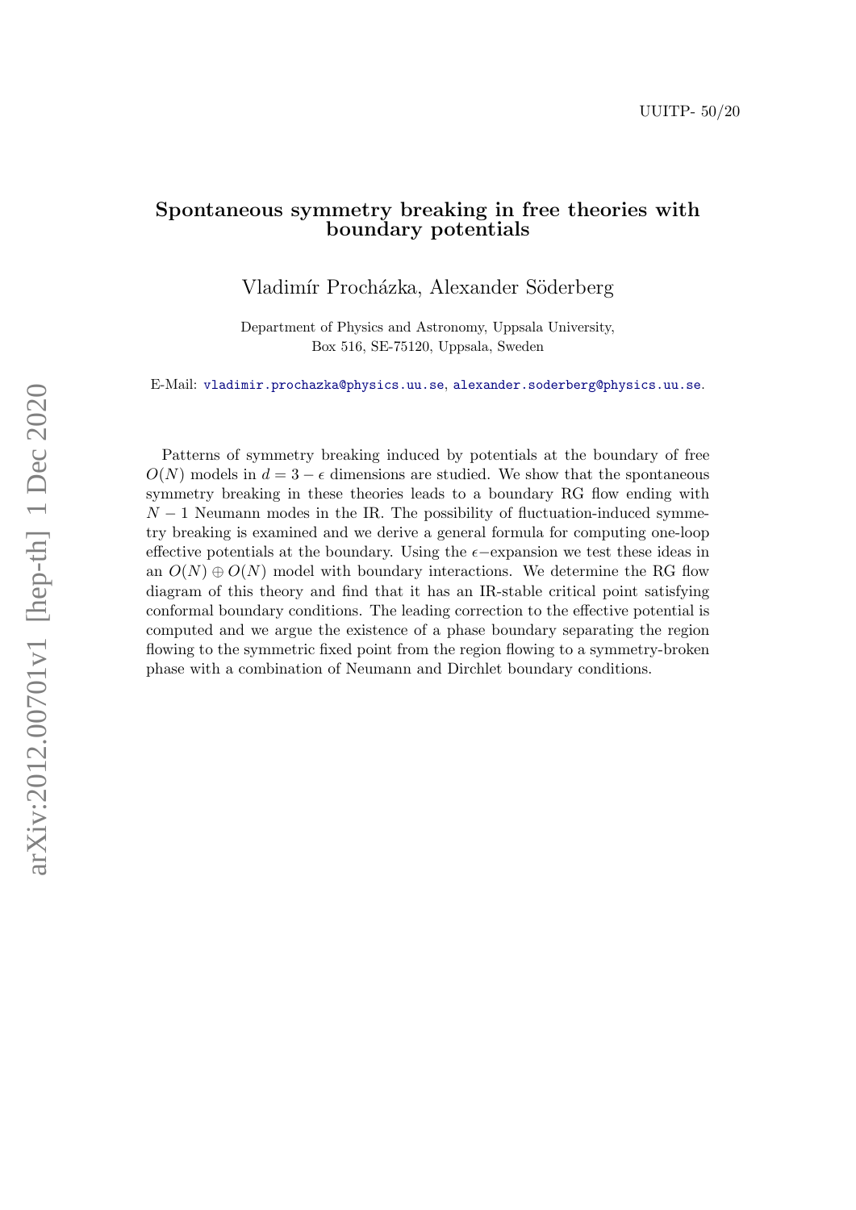UUITP- 50/20

# Spontaneous symmetry breaking in free theories with boundary potentials

Vladimír Procházka, Alexander Söderberg

Department of Physics and Astronomy, Uppsala University,
Box 516, SE-75120, Uppsala, Sweden

E-Mail: vladimir.prochazka@physics.uu.se, alexander.soderberg@physics.uu.se.

Patterns of symmetry breaking induced by potentials at the boundary of free $O(N)$ models in $d = 3 - \epsilon$ dimensions are studied. We show that the spontaneous symmetry breaking in these theories leads to a boundary RG flow ending with $N - 1$ Neumann modes in the IR. The possibility of fluctuation-induced symmetry breaking is examined and we derive a general formula for computing one-loop effective potentials at the boundary. Using the $\epsilon$−expansion we test these ideas in an $O(N) \oplus O(N)$ model with boundary interactions. We determine the RG flow diagram of this theory and find that it has an IR-stable critical point satisfying conformal boundary conditions. The leading correction to the effective potential is computed and we argue the existence of a phase boundary separating the region flowing to the symmetric fixed point from the region flowing to a symmetry-broken phase with a combination of Neumann and Dirchlet boundary conditions.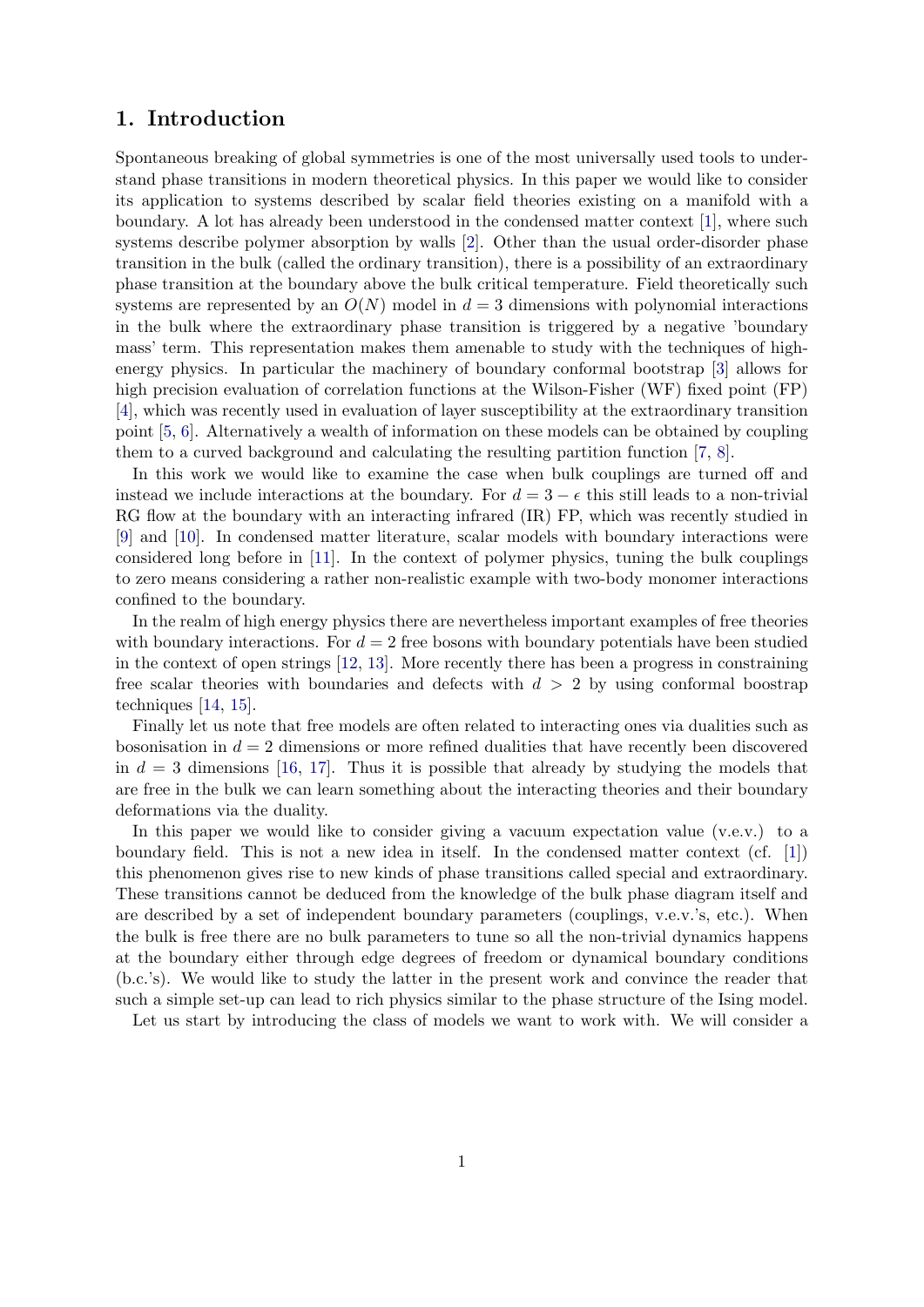## 1. Introduction

Spontaneous breaking of global symmetries is one of the most universally used tools to understand phase transitions in modern theoretical physics. In this paper we would like to consider its application to systems described by scalar field theories existing on a manifold with a boundary. A lot has already been understood in the condensed matter context [1], where such systems describe polymer absorption by walls [2]. Other than the usual order-disorder phase transition in the bulk (called the ordinary transition), there is a possibility of an extraordinary phase transition at the boundary above the bulk critical temperature. Field theoretically such systems are represented by an $O(N)$ model in $d = 3$ dimensions with polynomial interactions in the bulk where the extraordinary phase transition is triggered by a negative 'boundary mass' term. This representation makes them amenable to study with the techniques of high-energy physics. In particular the machinery of boundary conformal bootstrap [3] allows for high precision evaluation of correlation functions at the Wilson-Fisher (WF) fixed point (FP) [4], which was recently used in evaluation of layer susceptibility at the extraordinary transition point [5, 6]. Alternatively a wealth of information on these models can be obtained by coupling them to a curved background and calculating the resulting partition function [7, 8].

In this work we would like to examine the case when bulk couplings are turned off and instead we include interactions at the boundary. For $d = 3 - \epsilon$ this still leads to a non-trivial RG flow at the boundary with an interacting infrared (IR) FP, which was recently studied in [9] and [10]. In condensed matter literature, scalar models with boundary interactions were considered long before in [11]. In the context of polymer physics, tuning the bulk couplings to zero means considering a rather non-realistic example with two-body monomer interactions confined to the boundary.

In the realm of high energy physics there are nevertheless important examples of free theories with boundary interactions. For $d = 2$ free bosons with boundary potentials have been studied in the context of open strings [12, 13]. More recently there has been a progress in constraining free scalar theories with boundaries and defects with $d > 2$ by using conformal boostrap techniques [14, 15].

Finally let us note that free models are often related to interacting ones via dualities such as bosonisation in $d = 2$ dimensions or more refined dualities that have recently been discovered in $d = 3$ dimensions [16, 17]. Thus it is possible that already by studying the models that are free in the bulk we can learn something about the interacting theories and their boundary deformations via the duality.

In this paper we would like to consider giving a vacuum expectation value (v.e.v.) to a boundary field. This is not a new idea in itself. In the condensed matter context (cf. [1]) this phenomenon gives rise to new kinds of phase transitions called special and extraordinary. These transitions cannot be deduced from the knowledge of the bulk phase diagram itself and are described by a set of independent boundary parameters (couplings, v.e.v.'s, etc.). When the bulk is free there are no bulk parameters to tune so all the non-trivial dynamics happens at the boundary either through edge degrees of freedom or dynamical boundary conditions (b.c.'s). We would like to study the latter in the present work and convince the reader that such a simple set-up can lead to rich physics similar to the phase structure of the Ising model.

Let us start by introducing the class of models we want to work with. We will consider a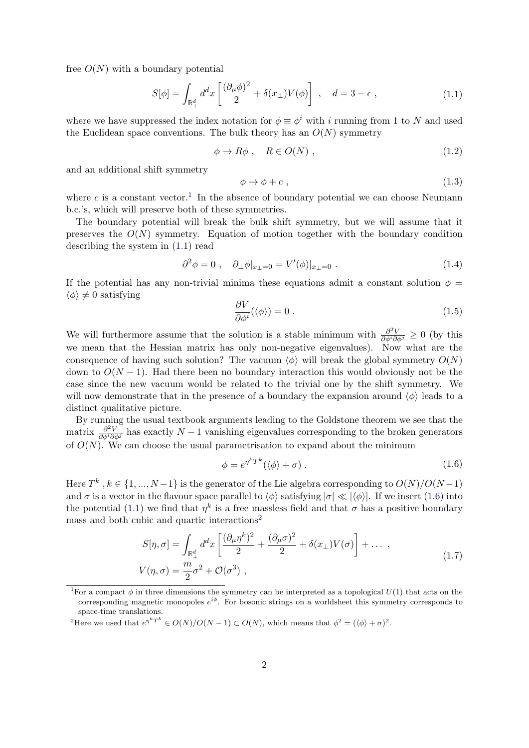free $O(N)$ with a boundary potential

$$S[\phi] = \int_{\mathbb{R}^d_+} d^d x \left[ \frac{(\partial_\mu \phi)^2}{2} + \delta(x_\perp) V(\phi) \right] \ , \quad d = 3 - \epsilon \ , \tag{1.1}$$

where we have suppressed the index notation for $\phi \equiv \phi^i$ with $i$ running from 1 to $N$ and used the Euclidean space conventions. The bulk theory has an $O(N)$ symmetry

$$\phi \to R\phi \ , \quad R \in O(N) \ , \tag{1.2}$$

and an additional shift symmetry

$$\phi \to \phi + c \ , \tag{1.3}$$

where $c$ is a constant vector.[1] In the absence of boundary potential we can choose Neumann b.c.'s, which will preserve both of these symmetries.

The boundary potential will break the bulk shift symmetry, but we will assume that it preserves the $O(N)$ symmetry. Equation of motion together with the boundary condition describing the system in (1.1) read

$$\partial^2 \phi = 0 \ , \quad \partial_\perp \phi|_{x_\perp = 0} = V'(\phi)|_{x_\perp = 0} \ . \tag{1.4}$$

If the potential has any non-trivial minima these equations admit a constant solution $\phi = \langle \phi \rangle \neq 0$ satisfying

$$\frac{\partial V}{\partial \phi^i}(\langle \phi \rangle) = 0 \ . \tag{1.5}$$

We will furthermore assume that the solution is a stable minimum with $\frac{\partial^2 V}{\partial \phi^i \partial \phi^j} \geq 0$ (by this we mean that the Hessian matrix has only non-negative eigenvalues). Now what are the consequence of having such solution? The vacuum $\langle \phi \rangle$ will break the global symmetry $O(N)$ down to $O(N-1)$. Had there been no boundary interaction this would obviously not be the case since the new vacuum would be related to the trivial one by the shift symmetry. We will now demonstrate that in the presence of a boundary the expansion around $\langle \phi \rangle$ leads to a distinct qualitative picture.

By running the usual textbook arguments leading to the Goldstone theorem we see that the matrix $\frac{\partial^2 V}{\partial \phi^i \partial \phi^j}$ has exactly $N-1$ vanishing eigenvalues corresponding to the broken generators of $O(N)$. We can choose the usual parametrisation to expand about the minimum

$$\phi = e^{\eta^k T^k} (\langle \phi \rangle + \sigma) \ . \tag{1.6}$$

Here $T^k$ , $k \in \{1, ..., N-1\}$ is the generator of the Lie algebra corresponding to $O(N)/O(N-1)$ and $\sigma$ is a vector in the flavour space parallel to $\langle \phi \rangle$ satisfying $|\sigma| \ll |\langle \phi \rangle|$. If we insert (1.6) into the potential (1.1) we find that $\eta^k$ is a free massless field and that $\sigma$ has a positive boundary mass and both cubic and quartic interactions[2]

$$\begin{aligned} S[\eta, \sigma] &= \int_{\mathbb{R}^d_+} d^d x \left[ \frac{(\partial_\mu \eta^k)^2}{2} + \frac{(\partial_\mu \sigma)^2}{2} + \delta(x_\perp) V(\sigma) \right] + \dots \ , \\ V(\eta, \sigma) &= \frac{m}{2} \sigma^2 + \mathcal{O}(\sigma^3) \ , \end{aligned} \tag{1.7}$$

[1] For a compact $\phi$ in three dimensions the symmetry can be interpreted as a topological $U(1)$ that acts on the corresponding magnetic monopoles $e^{i\phi}$. For bosonic strings on a worldsheet this symmetry corresponds to space-time translations.

[2] Here we used that $e^{\eta^k T^k} \in O(N)/O(N-1) \subset O(N)$, which means that $\phi^2 = (\langle \phi \rangle + \sigma)^2$.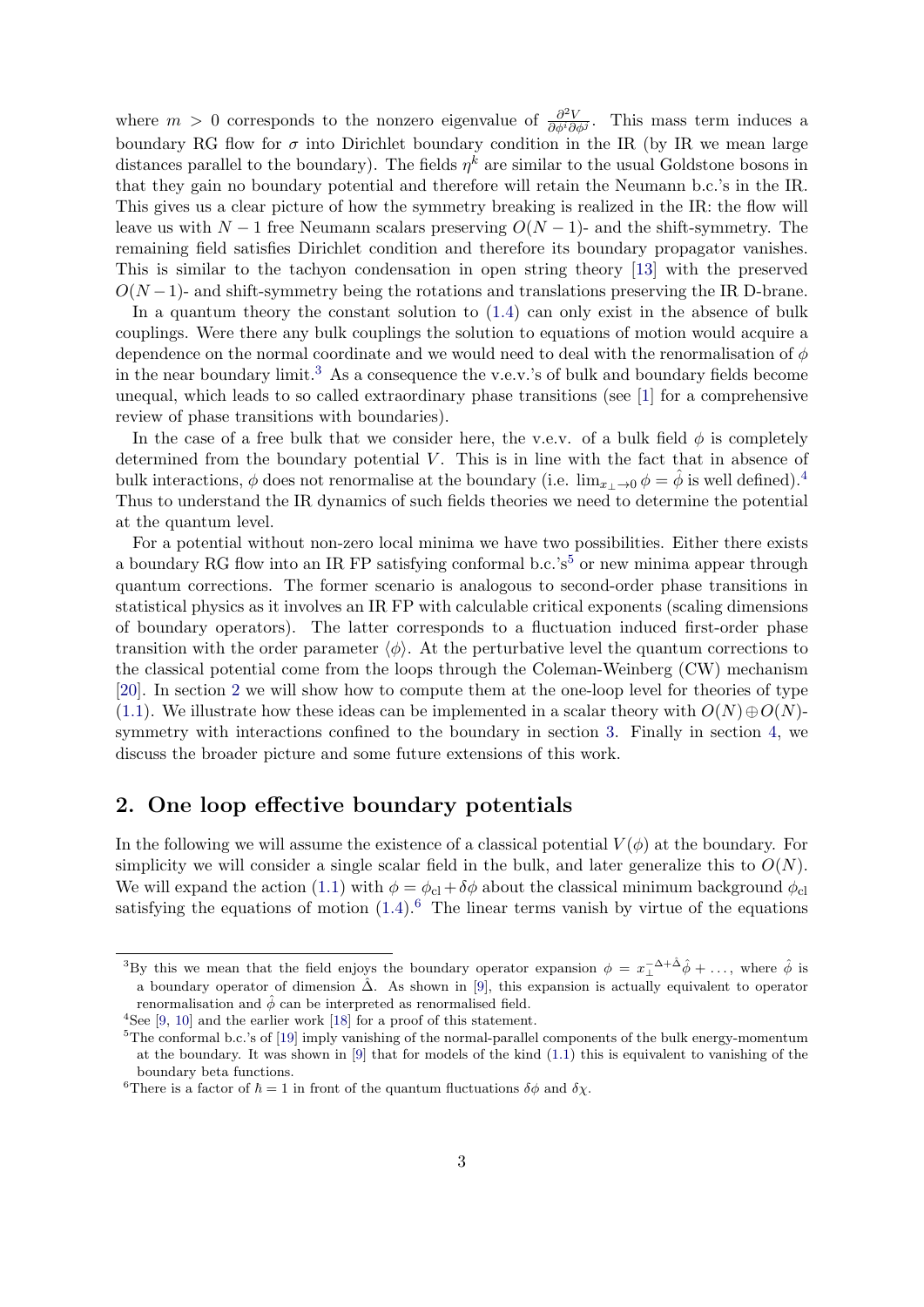where $m > 0$ corresponds to the nonzero eigenvalue of $\frac{\partial^2 V}{\partial \phi^i \partial \phi^j}$. This mass term induces a boundary RG flow for $\sigma$ into Dirichlet boundary condition in the IR (by IR we mean large distances parallel to the boundary). The fields $\eta^k$ are similar to the usual Goldstone bosons in that they gain no boundary potential and therefore will retain the Neumann b.c.'s in the IR. This gives us a clear picture of how the symmetry breaking is realized in the IR: the flow will leave us with $N-1$ free Neumann scalars preserving $O(N-1)$- and the shift-symmetry. The remaining field satisfies Dirichlet condition and therefore its boundary propagator vanishes. This is similar to the tachyon condensation in open string theory [13] with the preserved $O(N-1)$- and shift-symmetry being the rotations and translations preserving the IR D-brane.

In a quantum theory the constant solution to (1.4) can only exist in the absence of bulk couplings. Were there any bulk couplings the solution to equations of motion would acquire a dependence on the normal coordinate and we would need to deal with the renormalisation of $\phi$ in the near boundary limit.[3] As a consequence the v.e.v.'s of bulk and boundary fields become unequal, which leads to so called extraordinary phase transitions (see [1] for a comprehensive review of phase transitions with boundaries).

In the case of a free bulk that we consider here, the v.e.v. of a bulk field $\phi$ is completely determined from the boundary potential $V$. This is in line with the fact that in absence of bulk interactions, $\phi$ does not renormalise at the boundary (i.e. $\lim_{x_\perp \to 0} \phi = \hat{\phi}$ is well defined).[4] Thus to understand the IR dynamics of such fields theories we need to determine the potential at the quantum level.

For a potential without non-zero local minima we have two possibilities. Either there exists a boundary RG flow into an IR FP satisfying conformal b.c.'s[5] or new minima appear through quantum corrections. The former scenario is analogous to second-order phase transitions in statistical physics as it involves an IR FP with calculable critical exponents (scaling dimensions of boundary operators). The latter corresponds to a fluctuation induced first-order phase transition with the order parameter $\langle \phi \rangle$. At the perturbative level the quantum corrections to the classical potential come from the loops through the Coleman-Weinberg (CW) mechanism [20]. In section 2 we will show how to compute them at the one-loop level for theories of type (1.1). We illustrate how these ideas can be implemented in a scalar theory with $O(N) \oplus O(N)$-symmetry with interactions confined to the boundary in section 3. Finally in section 4, we discuss the broader picture and some future extensions of this work.

## 2. One loop effective boundary potentials

In the following we will assume the existence of a classical potential $V(\phi)$ at the boundary. For simplicity we will consider a single scalar field in the bulk, and later generalize this to $O(N)$. We will expand the action (1.1) with $\phi = \phi_{\rm cl} + \delta\phi$ about the classical minimum background $\phi_{\rm cl}$ satisfying the equations of motion (1.4).[6] The linear terms vanish by virtue of the equations

---

[3] By this we mean that the field enjoys the boundary operator expansion $\phi = x_\perp^{-\Delta+\hat{\Delta}} \hat{\phi} + \ldots$, where $\hat{\phi}$ is a boundary operator of dimension $\hat{\Delta}$. As shown in [9], this expansion is actually equivalent to operator renormalisation and $\hat{\phi}$ can be interpreted as renormalised field.

[4] See [9, 10] and the earlier work [18] for a proof of this statement.

[5] The conformal b.c.'s of [19] imply vanishing of the normal-parallel components of the bulk energy-momentum at the boundary. It was shown in [9] that for models of the kind (1.1) this is equivalent to vanishing of the boundary beta functions.

[6] There is a factor of $\hbar = 1$ in front of the quantum fluctuations $\delta\phi$ and $\delta\chi$.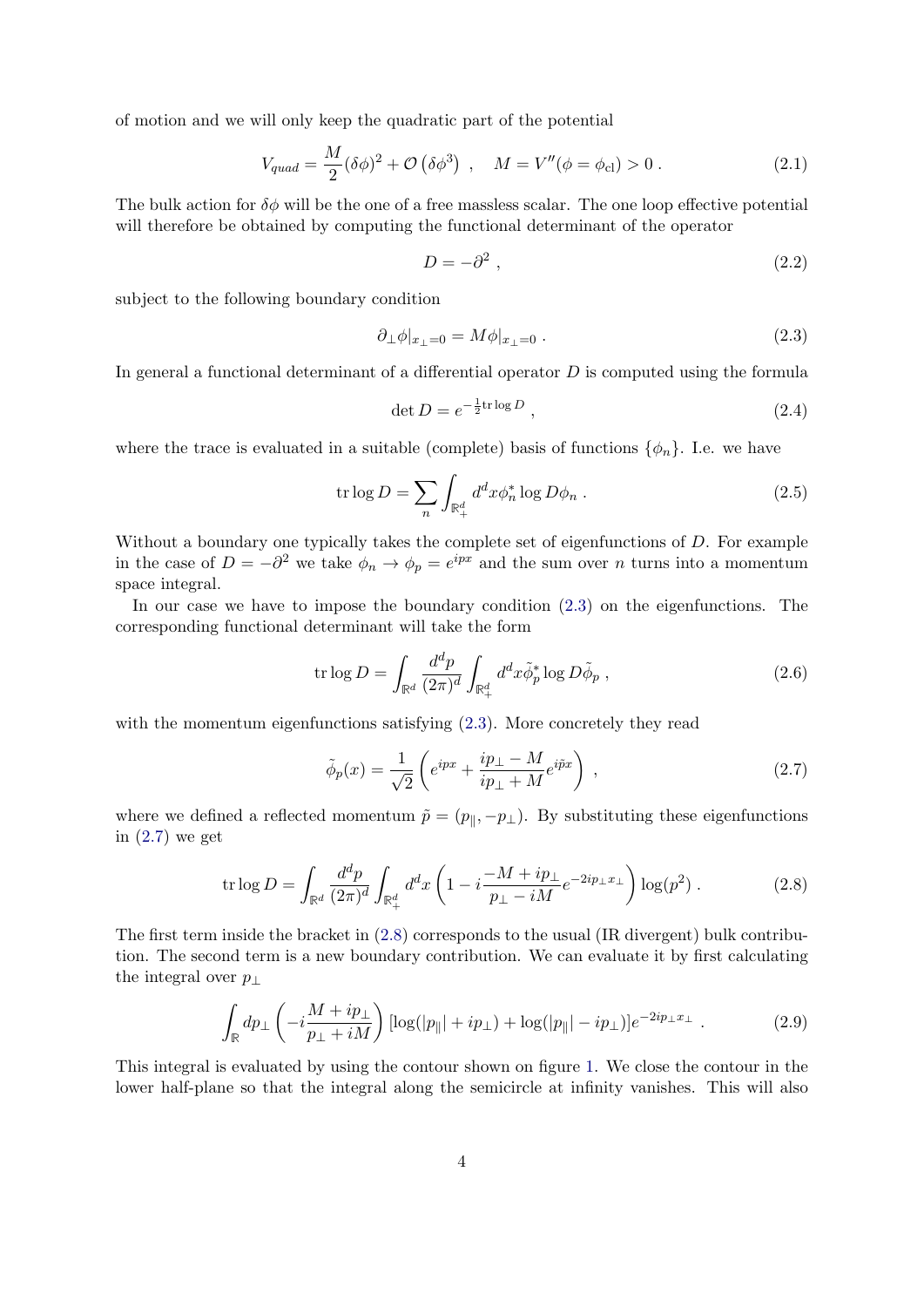of motion and we will only keep the quadratic part of the potential

$$V_{quad} = \frac{M}{2}(\delta\phi)^2 + \mathcal{O}\left(\delta\phi^3\right) \ , \quad M = V''(\phi = \phi_{\rm cl}) > 0 \ . \tag{2.1}$$

The bulk action for $\delta\phi$ will be the one of a free massless scalar. The one loop effective potential will therefore be obtained by computing the functional determinant of the operator

$$D = -\partial^2 \ , \tag{2.2}$$

subject to the following boundary condition

$$\partial_\perp \phi|_{x_\perp=0} = M\phi|_{x_\perp=0} \ . \tag{2.3}$$

In general a functional determinant of a differential operator $D$ is computed using the formula

$$\det D = e^{-\frac{1}{2}\mathrm{tr}\log D} \ , \tag{2.4}$$

where the trace is evaluated in a suitable (complete) basis of functions $\{\phi_n\}$. I.e. we have

$$\mathrm{tr}\log D = \sum_n \int_{\mathbb{R}^d_+} d^dx \phi_n^* \log D\phi_n \ . \tag{2.5}$$

Without a boundary one typically takes the complete set of eigenfunctions of $D$. For example in the case of $D = -\partial^2$ we take $\phi_n \to \phi_p = e^{ipx}$ and the sum over $n$ turns into a momentum space integral.

In our case we have to impose the boundary condition (2.3) on the eigenfunctions. The corresponding functional determinant will take the form

$$\mathrm{tr}\log D = \int_{\mathbb{R}^d} \frac{d^dp}{(2\pi)^d} \int_{\mathbb{R}^d_+} d^dx \tilde{\phi}_p^* \log D\tilde{\phi}_p \ , \tag{2.6}$$

with the momentum eigenfunctions satisfying (2.3). More concretely they read

$$\tilde{\phi}_p(x) = \frac{1}{\sqrt{2}}\left(e^{ipx} + \frac{ip_\perp - M}{ip_\perp + M}e^{i\tilde{p}x}\right) \ , \tag{2.7}$$

where we defined a reflected momentum $\tilde{p} = (p_\parallel, -p_\perp)$. By substituting these eigenfunctions in (2.7) we get

$$\mathrm{tr}\log D = \int_{\mathbb{R}^d} \frac{d^dp}{(2\pi)^d} \int_{\mathbb{R}^d_+} d^dx \left(1 - i\frac{-M + ip_\perp}{p_\perp - iM}e^{-2ip_\perp x_\perp}\right)\log(p^2) \ . \tag{2.8}$$

The first term inside the bracket in (2.8) corresponds to the usual (IR divergent) bulk contribution. The second term is a new boundary contribution. We can evaluate it by first calculating the integral over $p_\perp$

$$\int_{\mathbb{R}} dp_\perp \left(-i\frac{M + ip_\perp}{p_\perp + iM}\right)[\log(|p_\parallel| + ip_\perp) + \log(|p_\parallel| - ip_\perp)]e^{-2ip_\perp x_\perp} \ . \tag{2.9}$$

This integral is evaluated by using the contour shown on figure 1. We close the contour in the lower half-plane so that the integral along the semicircle at infinity vanishes. This will also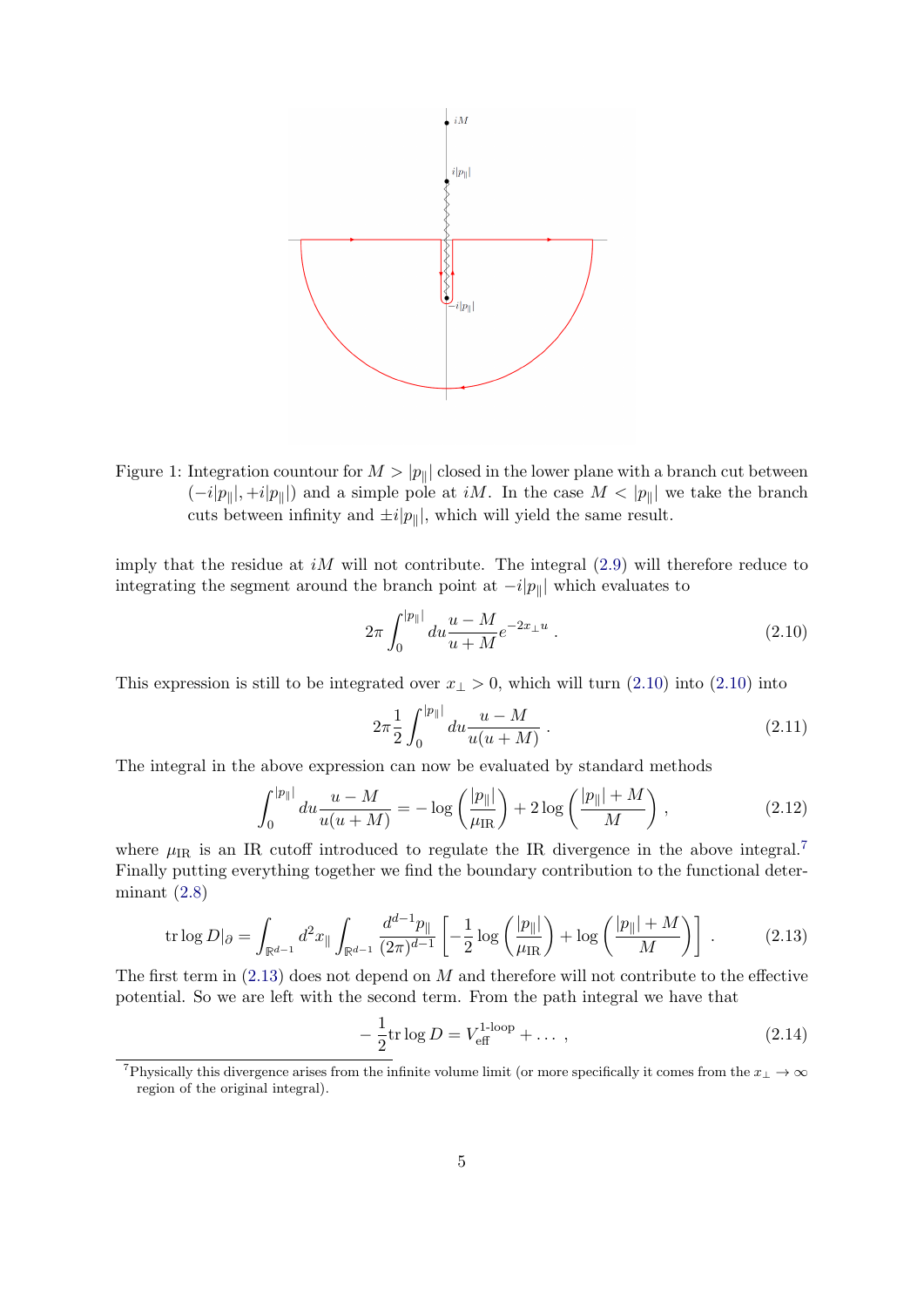Figure 1: Integration countour for $M > |p_\parallel|$ closed in the lower plane with a branch cut between $(-i|p_\parallel|, +i|p_\parallel|)$ and a simple pole at $iM$. In the case $M < |p_\parallel|$ we take the branch cuts between infinity and $\pm i|p_\parallel|$, which will yield the same result.

imply that the residue at $iM$ will not contribute. The integral (2.9) will therefore reduce to integrating the segment around the branch point at $-i|p_\parallel|$ which evaluates to

$$2\pi \int_0^{|p_\parallel|} du \frac{u-M}{u+M} e^{-2x_\perp u} \,. \tag{2.10}$$

This expression is still to be integrated over $x_\perp > 0$, which will turn (2.10) into (2.10) into

$$2\pi \frac{1}{2} \int_0^{|p_\parallel|} du \frac{u-M}{u(u+M)} \,. \tag{2.11}$$

The integral in the above expression can now be evaluated by standard methods

$$\int_0^{|p_\parallel|} du \frac{u-M}{u(u+M)} = -\log\left(\frac{|p_\parallel|}{\mu_{\rm IR}}\right) + 2\log\left(\frac{|p_\parallel|+M}{M}\right) , \tag{2.12}$$

where $\mu_{\rm IR}$ is an IR cutoff introduced to regulate the IR divergence in the above integral.[7] Finally putting everything together we find the boundary contribution to the functional determinant (2.8)

$$\operatorname{tr}\log D|_\partial = \int_{\mathbb{R}^{d-1}} d^2 x_\parallel \int_{\mathbb{R}^{d-1}} \frac{d^{d-1}p_\parallel}{(2\pi)^{d-1}} \left[-\frac{1}{2}\log\left(\frac{|p_\parallel|}{\mu_{\rm IR}}\right) + \log\left(\frac{|p_\parallel|+M}{M}\right)\right] . \tag{2.13}$$

The first term in (2.13) does not depend on $M$ and therefore will not contribute to the effective potential. So we are left with the second term. From the path integral we have that

$$-\frac{1}{2}\operatorname{tr}\log D = V_{\rm eff}^{\text{1-loop}} + \ldots \,, \tag{2.14}$$

[7] Physically this divergence arises from the infinite volume limit (or more specifically it comes from the $x_\perp \to \infty$ region of the original integral).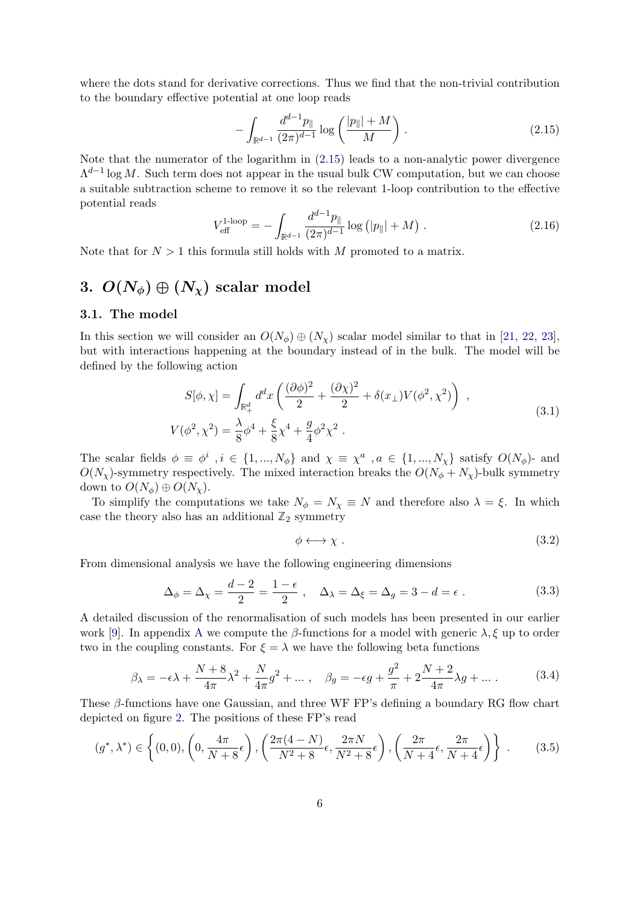where the dots stand for derivative corrections. Thus we find that the non-trivial contribution to the boundary effective potential at one loop reads

$$-\int_{\mathbb{R}^{d-1}} \frac{d^{d-1}p_\parallel}{(2\pi)^{d-1}} \log\left(\frac{|p_\parallel| + M}{M}\right) . \tag{2.15}$$

Note that the numerator of the logarithm in (2.15) leads to a non-analytic power divergence $\Lambda^{d-1} \log M$. Such term does not appear in the usual bulk CW computation, but we can choose a suitable subtraction scheme to remove it so the relevant 1-loop contribution to the effective potential reads

$$V_{\text{eff}}^{\text{1-loop}} = -\int_{\mathbb{R}^{d-1}} \frac{d^{d-1}p_\parallel}{(2\pi)^{d-1}} \log\left(|p_\parallel| + M\right) . \tag{2.16}$$

Note that for $N > 1$ this formula still holds with $M$ promoted to a matrix.

## 3. $O(N_\phi) \oplus (N_\chi)$ scalar model

### 3.1. The model

In this section we will consider an $O(N_\phi) \oplus (N_\chi)$ scalar model similar to that in [21, 22, 23], but with interactions happening at the boundary instead of in the bulk. The model will be defined by the following action

$$\begin{aligned} S[\phi, \chi] &= \int_{\mathbb{R}^d_+} d^d x \left( \frac{(\partial\phi)^2}{2} + \frac{(\partial\chi)^2}{2} + \delta(x_\perp) V(\phi^2, \chi^2) \right) , \\ V(\phi^2, \chi^2) &= \frac{\lambda}{8}\phi^4 + \frac{\xi}{8}\chi^4 + \frac{g}{4}\phi^2\chi^2 . \end{aligned} \tag{3.1}$$

The scalar fields $\phi \equiv \phi^i$ , $i \in \{1, ..., N_\phi\}$ and $\chi \equiv \chi^a$ , $a \in \{1, ..., N_\chi\}$ satisfy $O(N_\phi)$- and $O(N_\chi)$-symmetry respectively. The mixed interaction breaks the $O(N_\phi + N_\chi)$-bulk symmetry down to $O(N_\phi) \oplus O(N_\chi)$.

To simplify the computations we take $N_\phi = N_\chi \equiv N$ and therefore also $\lambda = \xi$. In which case the theory also has an additional $\mathbb{Z}_2$ symmetry

$$\phi \longleftrightarrow \chi . \tag{3.2}$$

From dimensional analysis we have the following engineering dimensions

$$\Delta_\phi = \Delta_\chi = \frac{d-2}{2} = \frac{1-\epsilon}{2} , \quad \Delta_\lambda = \Delta_\xi = \Delta_g = 3 - d = \epsilon . \tag{3.3}$$

A detailed discussion of the renormalisation of such models has been presented in our earlier work [9]. In appendix A we compute the $\beta$-functions for a model with generic $\lambda, \xi$ up to order two in the coupling constants. For $\xi = \lambda$ we have the following beta functions

$$\beta_\lambda = -\epsilon\lambda + \frac{N+8}{4\pi}\lambda^2 + \frac{N}{4\pi}g^2 + ... , \quad \beta_g = -\epsilon g + \frac{g^2}{\pi} + 2\frac{N+2}{4\pi}\lambda g + ... . \tag{3.4}$$

These $\beta$-functions have one Gaussian, and three WF FP's defining a boundary RG flow chart depicted on figure 2. The positions of these FP's read

$$(g^*, \lambda^*) \in \left\{ (0,0), \left(0, \frac{4\pi}{N+8}\epsilon\right), \left(\frac{2\pi(4-N)}{N^2+8}\epsilon, \frac{2\pi N}{N^2+8}\epsilon\right), \left(\frac{2\pi}{N+4}\epsilon, \frac{2\pi}{N+4}\epsilon\right) \right\} . \tag{3.5}$$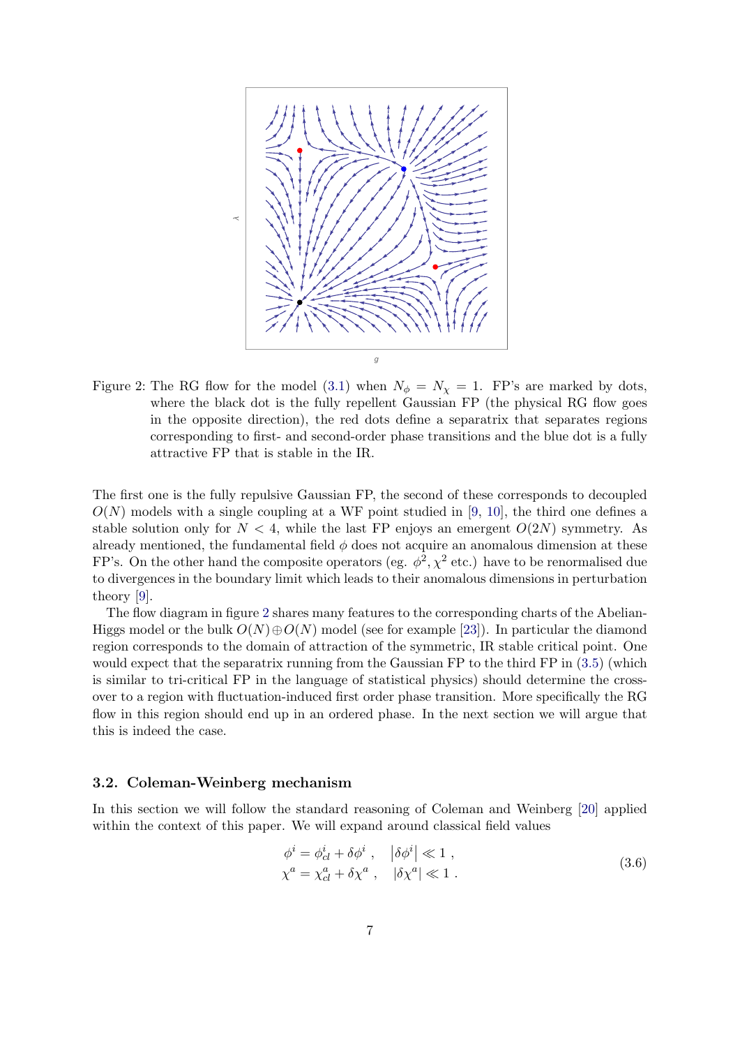Figure 2: The RG flow for the model (3.1) when $N_\phi = N_\chi = 1$. FP's are marked by dots, where the black dot is the fully repellent Gaussian FP (the physical RG flow goes in the opposite direction), the red dots define a separatrix that separates regions corresponding to first- and second-order phase transitions and the blue dot is a fully attractive FP that is stable in the IR.

The first one is the fully repulsive Gaussian FP, the second of these corresponds to decoupled $O(N)$ models with a single coupling at a WF point studied in [9, 10], the third one defines a stable solution only for $N < 4$, while the last FP enjoys an emergent $O(2N)$ symmetry. As already mentioned, the fundamental field $\phi$ does not acquire an anomalous dimension at these FP's. On the other hand the composite operators (eg. $\phi^2, \chi^2$ etc.) have to be renormalised due to divergences in the boundary limit which leads to their anomalous dimensions in perturbation theory [9].

The flow diagram in figure 2 shares many features to the corresponding charts of the Abelian-Higgs model or the bulk $O(N) \oplus O(N)$ model (see for example [23]). In particular the diamond region corresponds to the domain of attraction of the symmetric, IR stable critical point. One would expect that the separatrix running from the Gaussian FP to the third FP in (3.5) (which is similar to tri-critical FP in the language of statistical physics) should determine the cross-over to a region with fluctuation-induced first order phase transition. More specifically the RG flow in this region should end up in an ordered phase. In the next section we will argue that this is indeed the case.

### 3.2. Coleman-Weinberg mechanism

In this section we will follow the standard reasoning of Coleman and Weinberg [20] applied within the context of this paper. We will expand around classical field values

$$
\begin{aligned}
\phi^i &= \phi^i_{cl} + \delta\phi^i \,, \quad \left|\delta\phi^i\right| \ll 1 \,, \\
\chi^a &= \chi^a_{cl} + \delta\chi^a \,, \quad \left|\delta\chi^a\right| \ll 1 \,.
\end{aligned}
\tag{3.6}
$$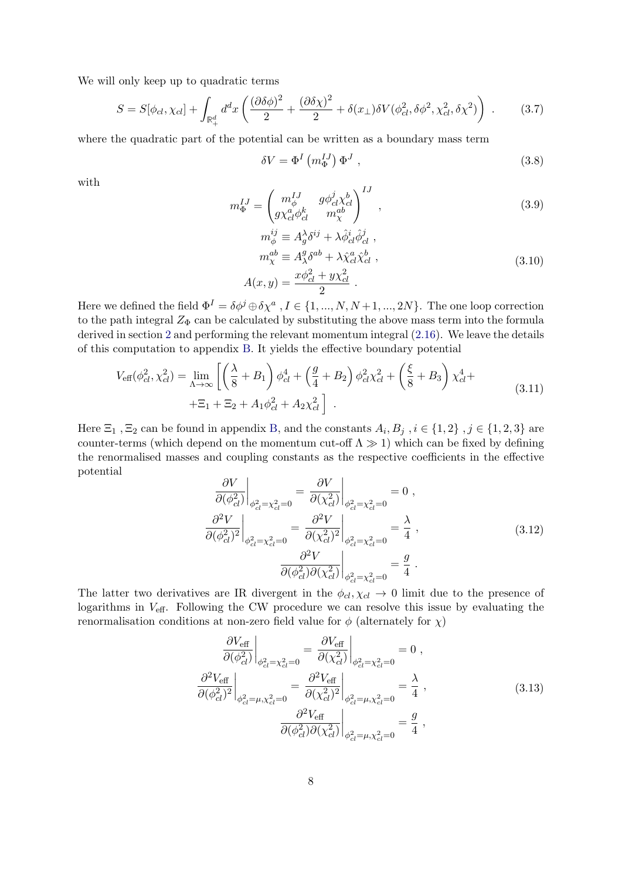We will only keep up to quadratic terms

$$S = S[\phi_{cl}, \chi_{cl}] + \int_{\mathbb{R}^d_+} d^d x \left( \frac{(\partial \delta\phi)^2}{2} + \frac{(\partial \delta\chi)^2}{2} + \delta(x_\perp) \delta V(\phi_{cl}^2, \delta\phi^2, \chi_{cl}^2, \delta\chi^2) \right) . \tag{3.7}$$

where the quadratic part of the potential can be written as a boundary mass term

$$\delta V = \Phi^I \left( m_\Phi^{IJ} \right) \Phi^J , \tag{3.8}$$

with

$$m_\Phi^{IJ} = \begin{pmatrix} m_\phi^{IJ} & g\phi_{cl}^j \chi_{cl}^b \\ g\chi_{cl}^a \phi_{cl}^k & m_\chi^{ab} \end{pmatrix}^{IJ} , \tag{3.9}$$

$$\begin{aligned} m_\phi^{ij} &\equiv A_g^\lambda \delta^{ij} + \lambda \hat{\phi}_{cl}^i \hat{\phi}_{cl}^j , \\ m_\chi^{ab} &\equiv A_\lambda^g \delta^{ab} + \lambda \hat{\chi}_{cl}^a \hat{\chi}_{cl}^b , \\ A(x,y) &= \frac{x\phi_{cl}^2 + y\chi_{cl}^2}{2} . \end{aligned} \tag{3.10}$$

Here we defined the field $\Phi^I = \delta\phi^j \oplus \delta\chi^a$ , $I \in \{1, ..., N, N+1, ..., 2N\}$. The one loop correction to the path integral $Z_\Phi$ can be calculated by substituting the above mass term into the formula derived in section 2 and performing the relevant momentum integral (2.16). We leave the details of this computation to appendix B. It yields the effective boundary potential

$$\begin{aligned} V_{\text{eff}}(\phi_{cl}^2, \chi_{cl}^2) = \lim_{\Lambda \to \infty} \Bigg[ &\left( \frac{\lambda}{8} + B_1 \right) \phi_{cl}^4 + \left( \frac{g}{4} + B_2 \right) \phi_{cl}^2 \chi_{cl}^2 + \left( \frac{\xi}{8} + B_3 \right) \chi_{cl}^4 + \\ &+ \Xi_1 + \Xi_2 + A_1 \phi_{cl}^2 + A_2 \chi_{cl}^2 \Bigg] . \end{aligned} \tag{3.11}$$

Here $\Xi_1$ , $\Xi_2$ can be found in appendix B, and the constants $A_i, B_j$ , $i \in \{1, 2\}$ , $j \in \{1, 2, 3\}$ are counter-terms (which depend on the momentum cut-off $\Lambda \gg 1$) which can be fixed by defining the renormalised masses and coupling constants as the respective coefficients in the effective potential

$$\begin{aligned} \left. \frac{\partial V}{\partial(\phi_{cl}^2)} \right|_{\phi_{cl}^2 = \chi_{cl}^2 = 0} &= \left. \frac{\partial V}{\partial(\chi_{cl}^2)} \right|_{\phi_{cl}^2 = \chi_{cl}^2 = 0} = 0 , \\ \left. \frac{\partial^2 V}{\partial(\phi_{cl}^2)^2} \right|_{\phi_{cl}^2 = \chi_{cl}^2 = 0} &= \left. \frac{\partial^2 V}{\partial(\chi_{cl}^2)^2} \right|_{\phi_{cl}^2 = \chi_{cl}^2 = 0} = \frac{\lambda}{4} , \\ \left. \frac{\partial^2 V}{\partial(\phi_{cl}^2) \partial(\chi_{cl}^2)} \right|_{\phi_{cl}^2 = \chi_{cl}^2 = 0} &= \frac{g}{4} . \end{aligned} \tag{3.12}$$

The latter two derivatives are IR divergent in the $\phi_{cl}, \chi_{cl} \to 0$ limit due to the presence of logarithms in $V_{\text{eff}}$. Following the CW procedure we can resolve this issue by evaluating the renormalisation conditions at non-zero field value for $\phi$ (alternately for $\chi$)

$$\begin{aligned} \left. \frac{\partial V_{\text{eff}}}{\partial(\phi_{cl}^2)} \right|_{\phi_{cl}^2 = \chi_{cl}^2 = 0} &= \left. \frac{\partial V_{\text{eff}}}{\partial(\chi_{cl}^2)} \right|_{\phi_{cl}^2 = \chi_{cl}^2 = 0} = 0 , \\ \left. \frac{\partial^2 V_{\text{eff}}}{\partial(\phi_{cl}^2)^2} \right|_{\phi_{cl}^2 = \mu, \chi_{cl}^2 = 0} &= \left. \frac{\partial^2 V_{\text{eff}}}{\partial(\chi_{cl}^2)^2} \right|_{\phi_{cl}^2 = \mu, \chi_{cl}^2 = 0} = \frac{\lambda}{4} , \\ \left. \frac{\partial^2 V_{\text{eff}}}{\partial(\phi_{cl}^2) \partial(\chi_{cl}^2)} \right|_{\phi_{cl}^2 = \mu, \chi_{cl}^2 = 0} &= \frac{g}{4} , \end{aligned} \tag{3.13}$$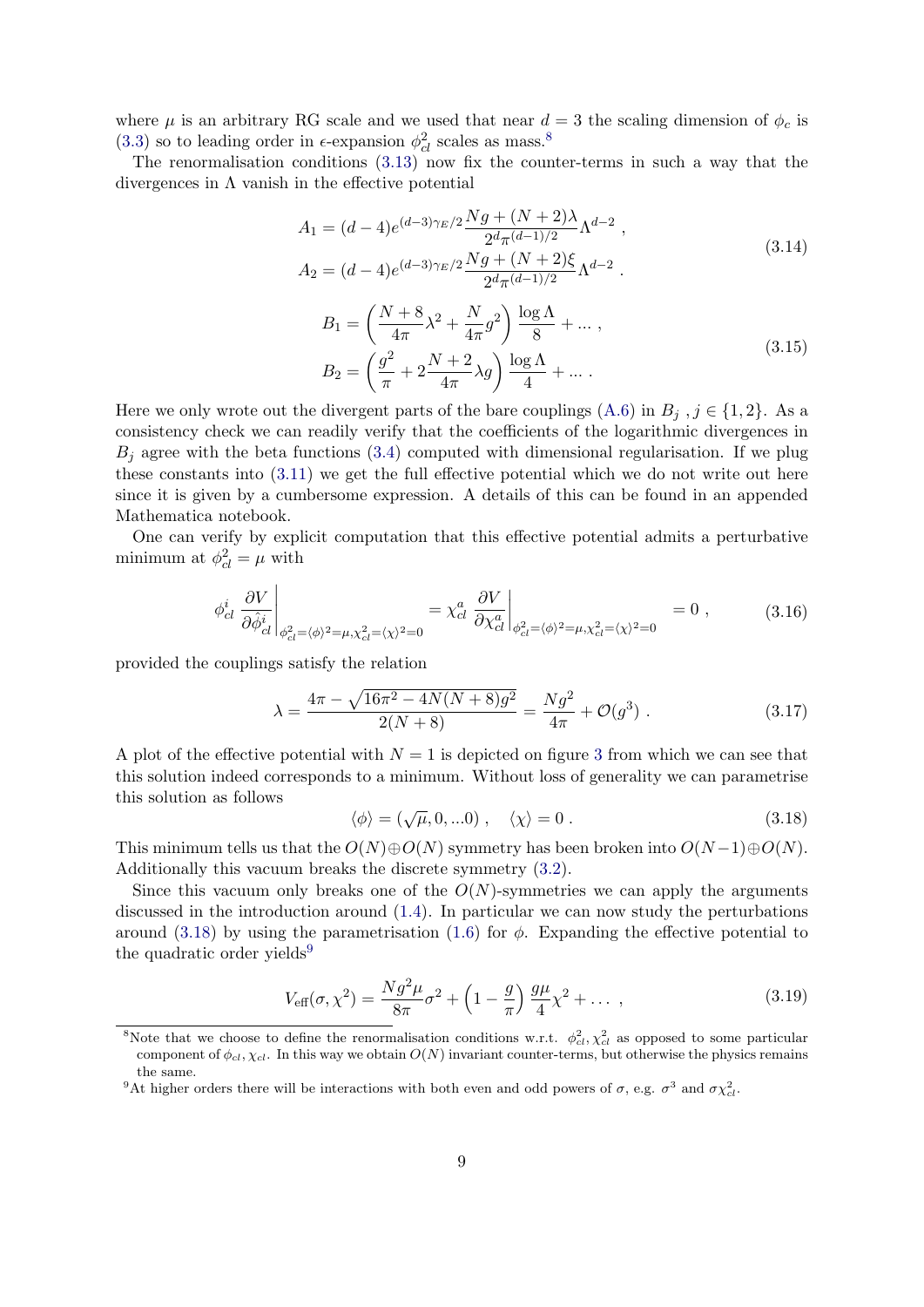where $\mu$ is an arbitrary RG scale and we used that near $d = 3$ the scaling dimension of $\phi_c$ is (3.3) so to leading order in $\epsilon$-expansion $\phi_{cl}^2$ scales as mass.[8]

The renormalisation conditions (3.13) now fix the counter-terms in such a way that the divergences in $\Lambda$ vanish in the effective potential

$$
\begin{aligned}
A_1 &= (d-4)e^{(d-3)\gamma_E/2}\frac{Ng + (N+2)\lambda}{2^d \pi^{(d-1)/2}}\Lambda^{d-2} \, , \\
A_2 &= (d-4)e^{(d-3)\gamma_E/2}\frac{Ng + (N+2)\xi}{2^d \pi^{(d-1)/2}}\Lambda^{d-2} \, .
\end{aligned}
\tag{3.14}
$$

$$
\begin{aligned}
B_1 &= \left(\frac{N+8}{4\pi}\lambda^2 + \frac{N}{4\pi}g^2\right)\frac{\log\Lambda}{8} + \ldots \, , \\
B_2 &= \left(\frac{g^2}{\pi} + 2\frac{N+2}{4\pi}\lambda g\right)\frac{\log\Lambda}{4} + \ldots \, .
\end{aligned}
\tag{3.15}
$$

Here we only wrote out the divergent parts of the bare couplings (A.6) in $B_j$ , $j \in \{1, 2\}$. As a consistency check we can readily verify that the coefficients of the logarithmic divergences in $B_j$ agree with the beta functions (3.4) computed with dimensional regularisation. If we plug these constants into (3.11) we get the full effective potential which we do not write out here since it is given by a cumbersome expression. A details of this can be found in an appended Mathematica notebook.

One can verify by explicit computation that this effective potential admits a perturbative minimum at $\phi_{cl}^2 = \mu$ with

$$
\phi_{cl}^i \left.\frac{\partial V}{\partial \hat{\phi}_{cl}^i}\right|_{\phi_{cl}^2 = \langle\phi\rangle^2 = \mu, \chi_{cl}^2 = \langle\chi\rangle^2 = 0} = \chi_{cl}^a \left.\frac{\partial V}{\partial \chi_{cl}^a}\right|_{\phi_{cl}^2 = \langle\phi\rangle^2 = \mu, \chi_{cl}^2 = \langle\chi\rangle^2 = 0} = 0 \, ,
\tag{3.16}
$$

provided the couplings satisfy the relation

$$
\lambda = \frac{4\pi - \sqrt{16\pi^2 - 4N(N+8)g^2}}{2(N+8)} = \frac{Ng^2}{4\pi} + \mathcal{O}(g^3) \, .
\tag{3.17}
$$

A plot of the effective potential with $N = 1$ is depicted on figure 3 from which we can see that this solution indeed corresponds to a minimum. Without loss of generality we can parametrise this solution as follows

$$
\langle\phi\rangle = (\sqrt{\mu}, 0, \ldots 0) \, , \quad \langle\chi\rangle = 0 \, .
\tag{3.18}
$$

This minimum tells us that the $O(N) \oplus O(N)$ symmetry has been broken into $O(N-1) \oplus O(N)$. Additionally this vacuum breaks the discrete symmetry (3.2).

Since this vacuum only breaks one of the $O(N)$-symmetries we can apply the arguments discussed in the introduction around (1.4). In particular we can now study the perturbations around (3.18) by using the parametrisation (1.6) for $\phi$. Expanding the effective potential to the quadratic order yields[9]

$$
V_{\text{eff}}(\sigma, \chi^2) = \frac{Ng^2\mu}{8\pi}\sigma^2 + \left(1 - \frac{g}{\pi}\right)\frac{g\mu}{4}\chi^2 + \ldots \, ,
\tag{3.19}
$$

[8] Note that we choose to define the renormalisation conditions w.r.t. $\phi_{cl}^2, \chi_{cl}^2$ as opposed to some particular component of $\phi_{cl}, \chi_{cl}$. In this way we obtain $O(N)$ invariant counter-terms, but otherwise the physics remains the same.

[9] At higher orders there will be interactions with both even and odd powers of $\sigma$, e.g. $\sigma^3$ and $\sigma\chi_{cl}^2$.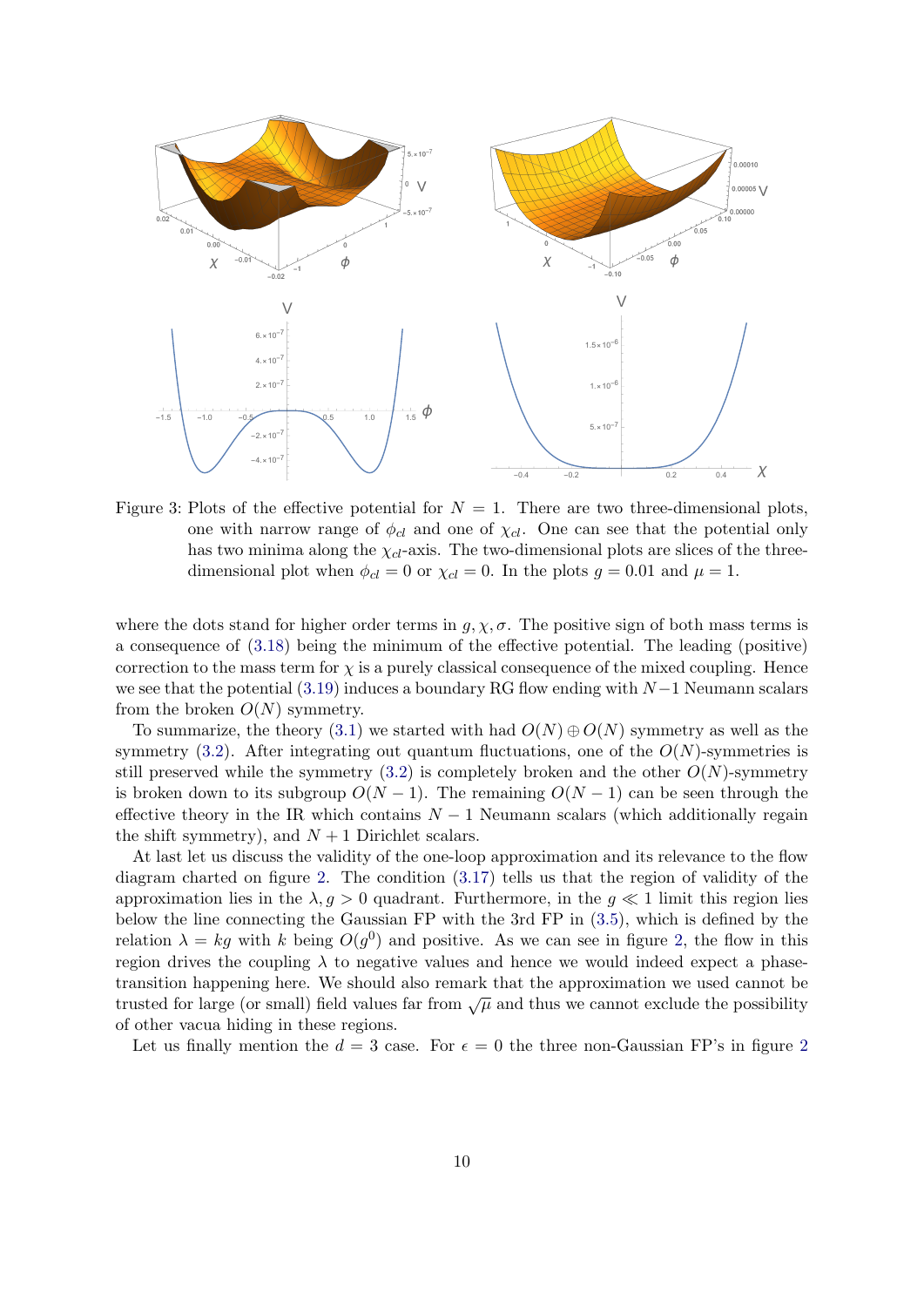Figure 3: Plots of the effective potential for $N = 1$. There are two three-dimensional plots, one with narrow range of $\phi_{cl}$ and one of $\chi_{cl}$. One can see that the potential only has two minima along the $\chi_{cl}$-axis. The two-dimensional plots are slices of the three-dimensional plot when $\phi_{cl} = 0$ or $\chi_{cl} = 0$. In the plots $g = 0.01$ and $\mu = 1$.

where the dots stand for higher order terms in $g, \chi, \sigma$. The positive sign of both mass terms is a consequence of (3.18) being the minimum of the effective potential. The leading (positive) correction to the mass term for $\chi$ is a purely classical consequence of the mixed coupling. Hence we see that the potential (3.19) induces a boundary RG flow ending with $N-1$ Neumann scalars from the broken $O(N)$ symmetry.

To summarize, the theory (3.1) we started with had $O(N) \oplus O(N)$ symmetry as well as the symmetry (3.2). After integrating out quantum fluctuations, one of the $O(N)$-symmetries is still preserved while the symmetry (3.2) is completely broken and the other $O(N)$-symmetry is broken down to its subgroup $O(N-1)$. The remaining $O(N-1)$ can be seen through the effective theory in the IR which contains $N-1$ Neumann scalars (which additionally regain the shift symmetry), and $N+1$ Dirichlet scalars.

At last let us discuss the validity of the one-loop approximation and its relevance to the flow diagram charted on figure 2. The condition (3.17) tells us that the region of validity of the approximation lies in the $\lambda, g > 0$ quadrant. Furthermore, in the $g \ll 1$ limit this region lies below the line connecting the Gaussian FP with the 3rd FP in (3.5), which is defined by the relation $\lambda = kg$ with $k$ being $O(g^0)$ and positive. As we can see in figure 2, the flow in this region drives the coupling $\lambda$ to negative values and hence we would indeed expect a phase-transition happening here. We should also remark that the approximation we used cannot be trusted for large (or small) field values far from $\sqrt{\mu}$ and thus we cannot exclude the possibility of other vacua hiding in these regions.

Let us finally mention the $d = 3$ case. For $\epsilon = 0$ the three non-Gaussian FP's in figure 2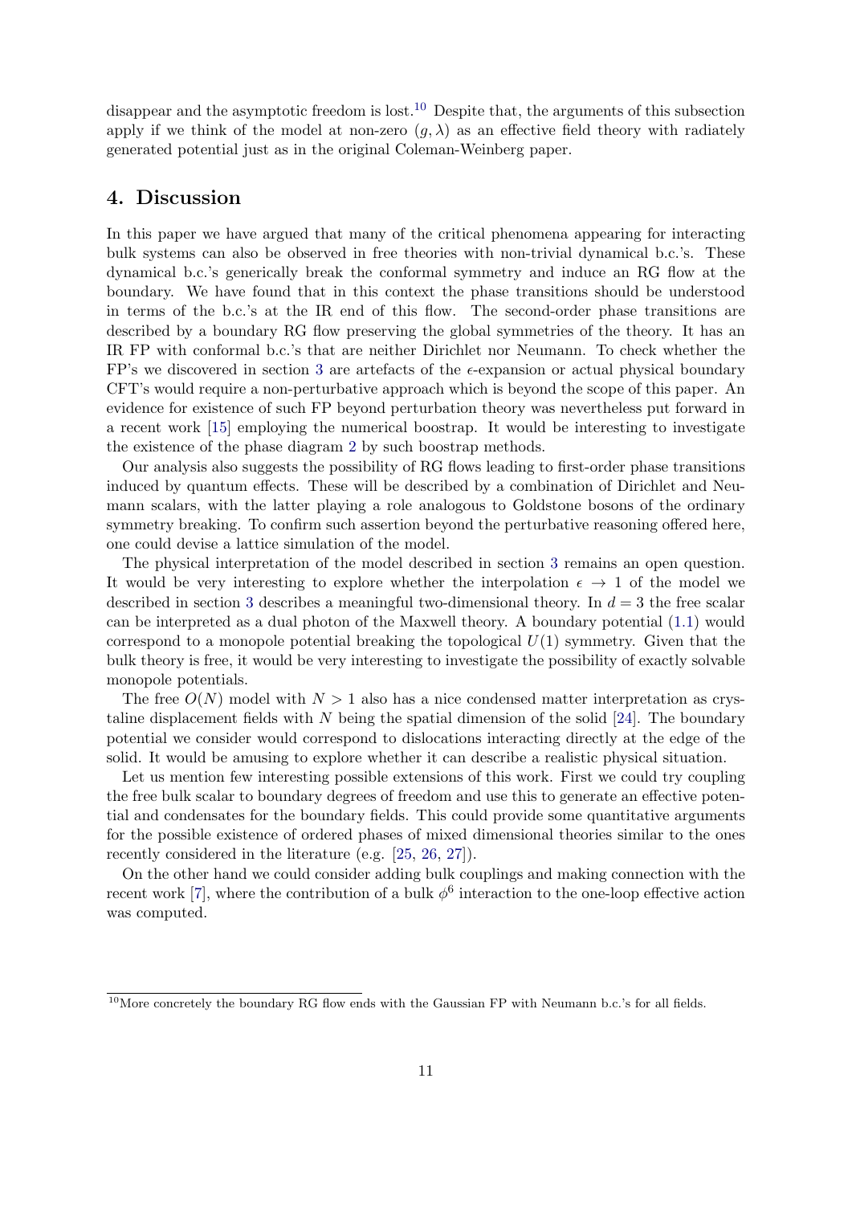disappear and the asymptotic freedom is lost.[10] Despite that, the arguments of this subsection apply if we think of the model at non-zero $(g, \lambda)$ as an effective field theory with radiately generated potential just as in the original Coleman-Weinberg paper.

## 4. Discussion

In this paper we have argued that many of the critical phenomena appearing for interacting bulk systems can also be observed in free theories with non-trivial dynamical b.c.'s. These dynamical b.c.'s generically break the conformal symmetry and induce an RG flow at the boundary. We have found that in this context the phase transitions should be understood in terms of the b.c.'s at the IR end of this flow. The second-order phase transitions are described by a boundary RG flow preserving the global symmetries of the theory. It has an IR FP with conformal b.c.'s that are neither Dirichlet nor Neumann. To check whether the FP's we discovered in section 3 are artefacts of the $\epsilon$-expansion or actual physical boundary CFT's would require a non-perturbative approach which is beyond the scope of this paper. An evidence for existence of such FP beyond perturbation theory was nevertheless put forward in a recent work [15] employing the numerical boostrap. It would be interesting to investigate the existence of the phase diagram 2 by such boostrap methods.

Our analysis also suggests the possibility of RG flows leading to first-order phase transitions induced by quantum effects. These will be described by a combination of Dirichlet and Neumann scalars, with the latter playing a role analogous to Goldstone bosons of the ordinary symmetry breaking. To confirm such assertion beyond the perturbative reasoning offered here, one could devise a lattice simulation of the model.

The physical interpretation of the model described in section 3 remains an open question. It would be very interesting to explore whether the interpolation $\epsilon \to 1$ of the model we described in section 3 describes a meaningful two-dimensional theory. In $d = 3$ the free scalar can be interpreted as a dual photon of the Maxwell theory. A boundary potential (1.1) would correspond to a monopole potential breaking the topological $U(1)$ symmetry. Given that the bulk theory is free, it would be very interesting to investigate the possibility of exactly solvable monopole potentials.

The free $O(N)$ model with $N > 1$ also has a nice condensed matter interpretation as crystaline displacement fields with $N$ being the spatial dimension of the solid [24]. The boundary potential we consider would correspond to dislocations interacting directly at the edge of the solid. It would be amusing to explore whether it can describe a realistic physical situation.

Let us mention few interesting possible extensions of this work. First we could try coupling the free bulk scalar to boundary degrees of freedom and use this to generate an effective potential and condensates for the boundary fields. This could provide some quantitative arguments for the possible existence of ordered phases of mixed dimensional theories similar to the ones recently considered in the literature (e.g. [25, 26, 27]).

On the other hand we could consider adding bulk couplings and making connection with the recent work [7], where the contribution of a bulk $\phi^6$ interaction to the one-loop effective action was computed.

[10] More concretely the boundary RG flow ends with the Gaussian FP with Neumann b.c.'s for all fields.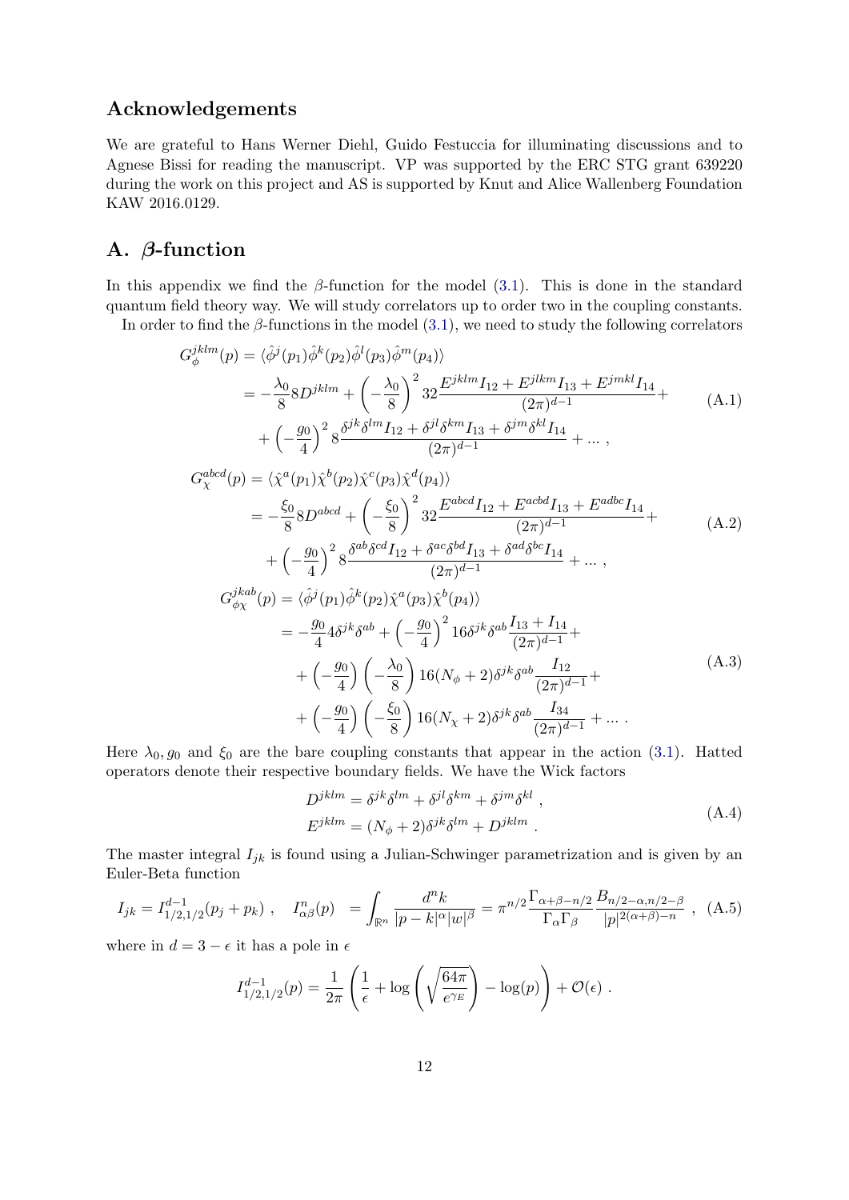## Acknowledgements

We are grateful to Hans Werner Diehl, Guido Festuccia for illuminating discussions and to Agnese Bissi for reading the manuscript. VP was supported by the ERC STG grant 639220 during the work on this project and AS is supported by Knut and Alice Wallenberg Foundation KAW 2016.0129.

## A. $\beta$-function

In this appendix we find the $\beta$-function for the model (3.1). This is done in the standard quantum field theory way. We will study correlators up to order two in the coupling constants.

In order to find the $\beta$-functions in the model (3.1), we need to study the following correlators

$$
\begin{aligned}
G_{\phi}^{jklm}(p) &= \langle \hat{\phi}^j(p_1)\hat{\phi}^k(p_2)\hat{\phi}^l(p_3)\hat{\phi}^m(p_4)\rangle \\
&= -\frac{\lambda_0}{8}8D^{jklm} + \left(-\frac{\lambda_0}{8}\right)^2 32\frac{E^{jklm}I_{12}+E^{jlkm}I_{13}+E^{jmkl}I_{14}}{(2\pi)^{d-1}} + \\
&\quad + \left(-\frac{g_0}{4}\right)^2 8\frac{\delta^{jk}\delta^{lm}I_{12}+\delta^{jl}\delta^{km}I_{13}+\delta^{jm}\delta^{kl}I_{14}}{(2\pi)^{d-1}} + \dots \; ,
\end{aligned}
\tag{A.1}
$$

$$
\begin{aligned}
G_{\chi}^{abcd}(p) &= \langle \hat{\chi}^a(p_1)\hat{\chi}^b(p_2)\hat{\chi}^c(p_3)\hat{\chi}^d(p_4)\rangle \\
&= -\frac{\xi_0}{8}8D^{abcd} + \left(-\frac{\xi_0}{8}\right)^2 32\frac{E^{abcd}I_{12}+E^{acbd}I_{13}+E^{adbc}I_{14}}{(2\pi)^{d-1}} + \\
&\quad + \left(-\frac{g_0}{4}\right)^2 8\frac{\delta^{ab}\delta^{cd}I_{12}+\delta^{ac}\delta^{bd}I_{13}+\delta^{ad}\delta^{bc}I_{14}}{(2\pi)^{d-1}} + \dots \; ,
\end{aligned}
\tag{A.2}
$$

$$
\begin{aligned}
G_{\phi\chi}^{jkab}(p) &= \langle \hat{\phi}^j(p_1)\hat{\phi}^k(p_2)\hat{\chi}^a(p_3)\hat{\chi}^b(p_4)\rangle \\
&= -\frac{g_0}{4}4\delta^{jk}\delta^{ab} + \left(-\frac{g_0}{4}\right)^2 16\delta^{jk}\delta^{ab}\frac{I_{13}+I_{14}}{(2\pi)^{d-1}} + \\
&\quad + \left(-\frac{g_0}{4}\right)\left(-\frac{\lambda_0}{8}\right)16(N_\phi+2)\delta^{jk}\delta^{ab}\frac{I_{12}}{(2\pi)^{d-1}} + \\
&\quad + \left(-\frac{g_0}{4}\right)\left(-\frac{\xi_0}{8}\right)16(N_\chi+2)\delta^{jk}\delta^{ab}\frac{I_{34}}{(2\pi)^{d-1}} + \dots \; .
\end{aligned}
\tag{A.3}
$$

Here $\lambda_0, g_0$ and $\xi_0$ are the bare coupling constants that appear in the action (3.1). Hatted operators denote their respective boundary fields. We have the Wick factors

$$
\begin{aligned}
D^{jklm} &= \delta^{jk}\delta^{lm} + \delta^{jl}\delta^{km} + \delta^{jm}\delta^{kl} \; , \\
E^{jklm} &= (N_\phi + 2)\delta^{jk}\delta^{lm} + D^{jklm} \; .
\end{aligned}
\tag{A.4}
$$

The master integral $I_{jk}$ is found using a Julian-Schwinger parametrization and is given by an Euler-Beta function

$$
I_{jk} = I^{d-1}_{1/2,1/2}(p_j + p_k) \; , \quad I^n_{\alpha\beta}(p) \;\; = \int_{\mathbb{R}^n} \frac{d^n k}{|p-k|^\alpha |w|^\beta} = \pi^{n/2}\frac{\Gamma_{\alpha+\beta-n/2}}{\Gamma_\alpha\Gamma_\beta}\frac{B_{n/2-\alpha,n/2-\beta}}{|p|^{2(\alpha+\beta)-n}} \; , \tag{A.5}
$$

where in $d = 3-\epsilon$ it has a pole in $\epsilon$

$$
I^{d-1}_{1/2,1/2}(p) = \frac{1}{2\pi}\left(\frac{1}{\epsilon} + \log\left(\sqrt{\frac{64\pi}{e^{\gamma_E}}}\right) - \log(p)\right) + \mathcal{O}(\epsilon) \; .
$$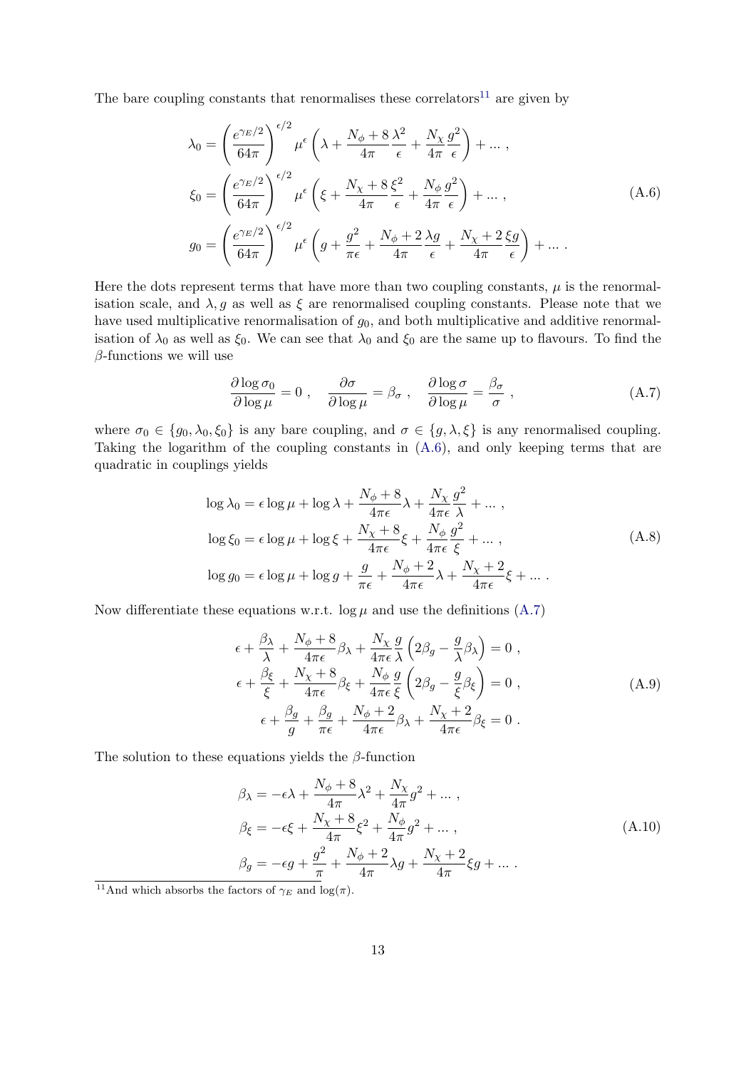The bare coupling constants that renormalises these correlators[11] are given by

$$
\begin{aligned}
\lambda_0 &= \left(\frac{e^{\gamma_E/2}}{64\pi}\right)^{\epsilon/2} \mu^{\epsilon} \left(\lambda + \frac{N_\phi + 8}{4\pi}\frac{\lambda^2}{\epsilon} + \frac{N_\chi}{4\pi}\frac{g^2}{\epsilon}\right) + \dots \,, \\
\xi_0 &= \left(\frac{e^{\gamma_E/2}}{64\pi}\right)^{\epsilon/2} \mu^{\epsilon} \left(\xi + \frac{N_\chi + 8}{4\pi}\frac{\xi^2}{\epsilon} + \frac{N_\phi}{4\pi}\frac{g^2}{\epsilon}\right) + \dots \,, \\
g_0 &= \left(\frac{e^{\gamma_E/2}}{64\pi}\right)^{\epsilon/2} \mu^{\epsilon} \left(g + \frac{g^2}{\pi\epsilon} + \frac{N_\phi + 2}{4\pi}\frac{\lambda g}{\epsilon} + \frac{N_\chi + 2}{4\pi}\frac{\xi g}{\epsilon}\right) + \dots \,.
\end{aligned}
\tag{A.6}
$$

Here the dots represent terms that have more than two coupling constants, $\mu$ is the renormalisation scale, and $\lambda, g$ as well as $\xi$ are renormalised coupling constants. Please note that we have used multiplicative renormalisation of $g_0$, and both multiplicative and additive renormalisation of $\lambda_0$ as well as $\xi_0$. We can see that $\lambda_0$ and $\xi_0$ are the same up to flavours. To find the $\beta$-functions we will use

$$
\frac{\partial \log \sigma_0}{\partial \log \mu} = 0 \,, \quad \frac{\partial \sigma}{\partial \log \mu} = \beta_\sigma \,, \quad \frac{\partial \log \sigma}{\partial \log \mu} = \frac{\beta_\sigma}{\sigma} \,,
\tag{A.7}
$$

where $\sigma_0 \in \{g_0, \lambda_0, \xi_0\}$ is any bare coupling, and $\sigma \in \{g, \lambda, \xi\}$ is any renormalised coupling. Taking the logarithm of the coupling constants in (A.6), and only keeping terms that are quadratic in couplings yields

$$
\begin{aligned}
\log \lambda_0 &= \epsilon \log \mu + \log \lambda + \frac{N_\phi + 8}{4\pi\epsilon}\lambda + \frac{N_\chi}{4\pi\epsilon}\frac{g^2}{\lambda} + \dots \,, \\
\log \xi_0 &= \epsilon \log \mu + \log \xi + \frac{N_\chi + 8}{4\pi\epsilon}\xi + \frac{N_\phi}{4\pi\epsilon}\frac{g^2}{\xi} + \dots \,, \\
\log g_0 &= \epsilon \log \mu + \log g + \frac{g}{\pi\epsilon} + \frac{N_\phi + 2}{4\pi\epsilon}\lambda + \frac{N_\chi + 2}{4\pi\epsilon}\xi + \dots \,.
\end{aligned}
\tag{A.8}
$$

Now differentiate these equations w.r.t. $\log \mu$ and use the definitions (A.7)

$$
\begin{aligned}
\epsilon + \frac{\beta_\lambda}{\lambda} + \frac{N_\phi + 8}{4\pi\epsilon}\beta_\lambda + \frac{N_\chi}{4\pi\epsilon}\frac{g}{\lambda}\left(2\beta_g - \frac{g}{\lambda}\beta_\lambda\right) &= 0 \,, \\
\epsilon + \frac{\beta_\xi}{\xi} + \frac{N_\chi + 8}{4\pi\epsilon}\beta_\xi + \frac{N_\phi}{4\pi\epsilon}\frac{g}{\xi}\left(2\beta_g - \frac{g}{\xi}\beta_\xi\right) &= 0 \,, \\
\epsilon + \frac{\beta_g}{g} + \frac{\beta_g}{\pi\epsilon} + \frac{N_\phi + 2}{4\pi\epsilon}\beta_\lambda + \frac{N_\chi + 2}{4\pi\epsilon}\beta_\xi &= 0 \,.
\end{aligned}
\tag{A.9}
$$

The solution to these equations yields the $\beta$-function

$$
\begin{aligned}
\beta_\lambda &= -\epsilon\lambda + \frac{N_\phi + 8}{4\pi}\lambda^2 + \frac{N_\chi}{4\pi}g^2 + \dots \,, \\
\beta_\xi &= -\epsilon\xi + \frac{N_\chi + 8}{4\pi}\xi^2 + \frac{N_\phi}{4\pi}g^2 + \dots \,, \\
\beta_g &= -\epsilon g + \frac{g^2}{\pi} + \frac{N_\phi + 2}{4\pi}\lambda g + \frac{N_\chi + 2}{4\pi}\xi g + \dots \,.
\end{aligned}
\tag{A.10}
$$

[11] And which absorbs the factors of $\gamma_E$ and $\log(\pi)$.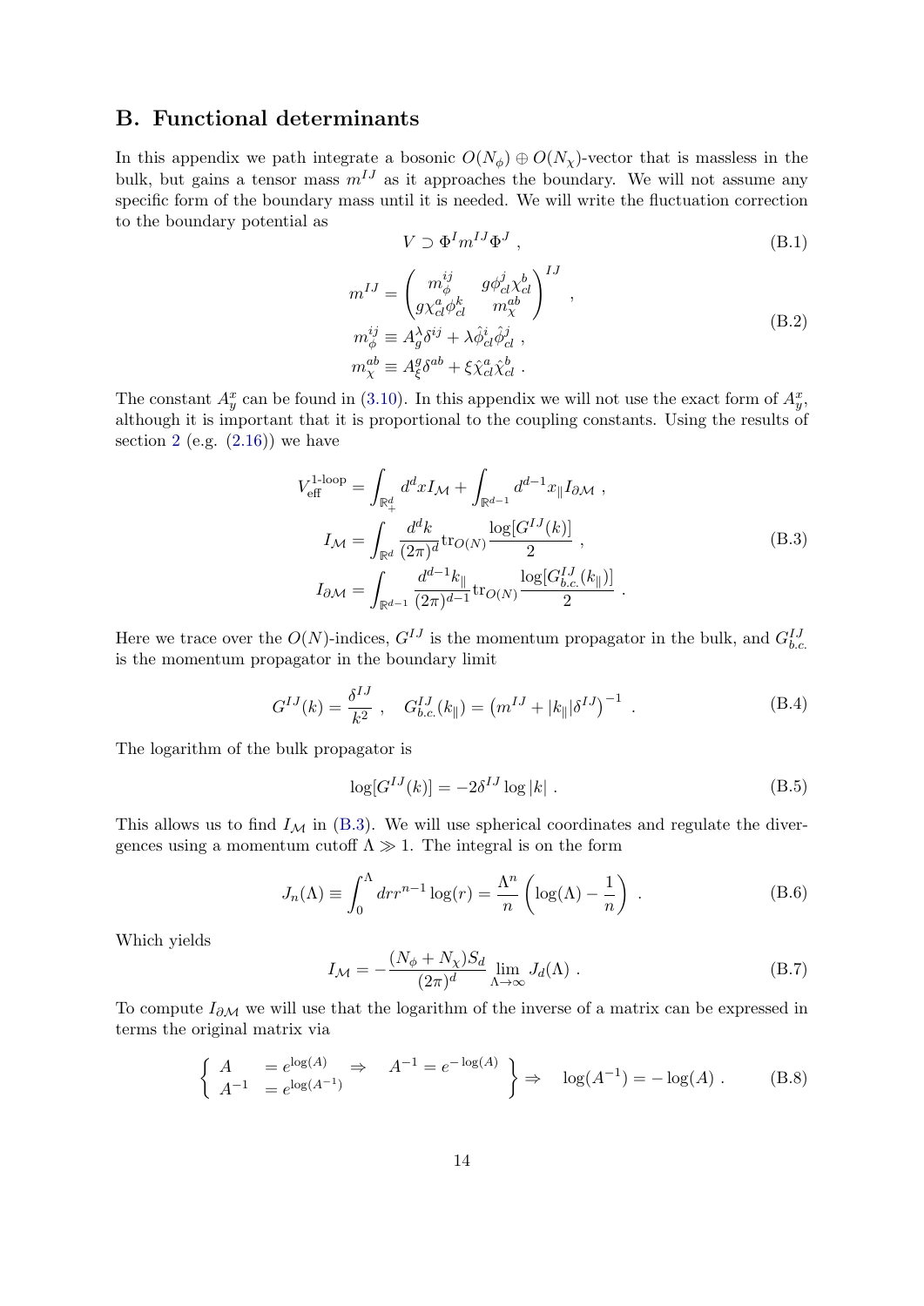## B. Functional determinants

In this appendix we path integrate a bosonic $O(N_\phi) \oplus O(N_\chi)$-vector that is massless in the bulk, but gains a tensor mass $m^{IJ}$ as it approaches the boundary. We will not assume any specific form of the boundary mass until it is needed. We will write the fluctuation correction to the boundary potential as

$$
V \supset \Phi^I m^{IJ} \Phi^J \ , \tag{B.1}
$$

$$
\begin{aligned}
m^{IJ} &= \begin{pmatrix} m_\phi^{ij} & g\phi_{cl}^j \chi_{cl}^b \\ g\chi_{cl}^a \phi_{cl}^k & m_\chi^{ab} \end{pmatrix}^{IJ} \ , \\
m_\phi^{ij} &\equiv A_g^\lambda \delta^{ij} + \lambda \hat{\phi}_{cl}^i \hat{\phi}_{cl}^j \ , \\
m_\chi^{ab} &\equiv A_\xi^g \delta^{ab} + \xi \hat{\chi}_{cl}^a \hat{\chi}_{cl}^b \ .
\end{aligned} \tag{B.2}
$$

The constant $A_y^x$ can be found in (3.10). In this appendix we will not use the exact form of $A_y^x$, although it is important that it is proportional to the coupling constants. Using the results of section 2 (e.g. (2.16)) we have

$$
\begin{aligned}
V_{\text{eff}}^{\text{1-loop}} &= \int_{\mathbb{R}_+^d} d^d x I_{\mathcal{M}} + \int_{\mathbb{R}^{d-1}} d^{d-1} x_\parallel I_{\partial\mathcal{M}} \ , \\
I_{\mathcal{M}} &= \int_{\mathbb{R}^d} \frac{d^d k}{(2\pi)^d} \text{tr}_{O(N)} \frac{\log[G^{IJ}(k)]}{2} \ , \\
I_{\partial\mathcal{M}} &= \int_{\mathbb{R}^{d-1}} \frac{d^{d-1} k_\parallel}{(2\pi)^{d-1}} \text{tr}_{O(N)} \frac{\log[G_{b.c.}^{IJ}(k_\parallel)]}{2} \ .
\end{aligned} \tag{B.3}
$$

Here we trace over the $O(N)$-indices, $G^{IJ}$ is the momentum propagator in the bulk, and $G_{b.c.}^{IJ}$ is the momentum propagator in the boundary limit

$$
G^{IJ}(k) = \frac{\delta^{IJ}}{k^2} \ , \quad G_{b.c.}^{IJ}(k_\parallel) = \left( m^{IJ} + |k_\parallel| \delta^{IJ} \right)^{-1} \ . \tag{B.4}
$$

The logarithm of the bulk propagator is

$$
\log[G^{IJ}(k)] = -2\delta^{IJ} \log |k| \ . \tag{B.5}
$$

This allows us to find $I_{\mathcal{M}}$ in (B.3). We will use spherical coordinates and regulate the divergences using a momentum cutoff $\Lambda \gg 1$. The integral is on the form

$$
J_n(\Lambda) \equiv \int_0^\Lambda dr r^{n-1} \log(r) = \frac{\Lambda^n}{n} \left( \log(\Lambda) - \frac{1}{n} \right) \ . \tag{B.6}
$$

Which yields

$$
I_{\mathcal{M}} = -\frac{(N_\phi + N_\chi) S_d}{(2\pi)^d} \lim_{\Lambda \to \infty} J_d(\Lambda) \ . \tag{B.7}
$$

To compute $I_{\partial\mathcal{M}}$ we will use that the logarithm of the inverse of a matrix can be expressed in terms the original matrix via

$$
\left\{ \begin{array}{ll} A & = e^{\log(A)} \quad \Rightarrow \quad A^{-1} = e^{-\log(A)} \\ A^{-1} & = e^{\log(A^{-1})} \end{array} \right\} \Rightarrow \quad \log(A^{-1}) = -\log(A) \ . \tag{B.8}
$$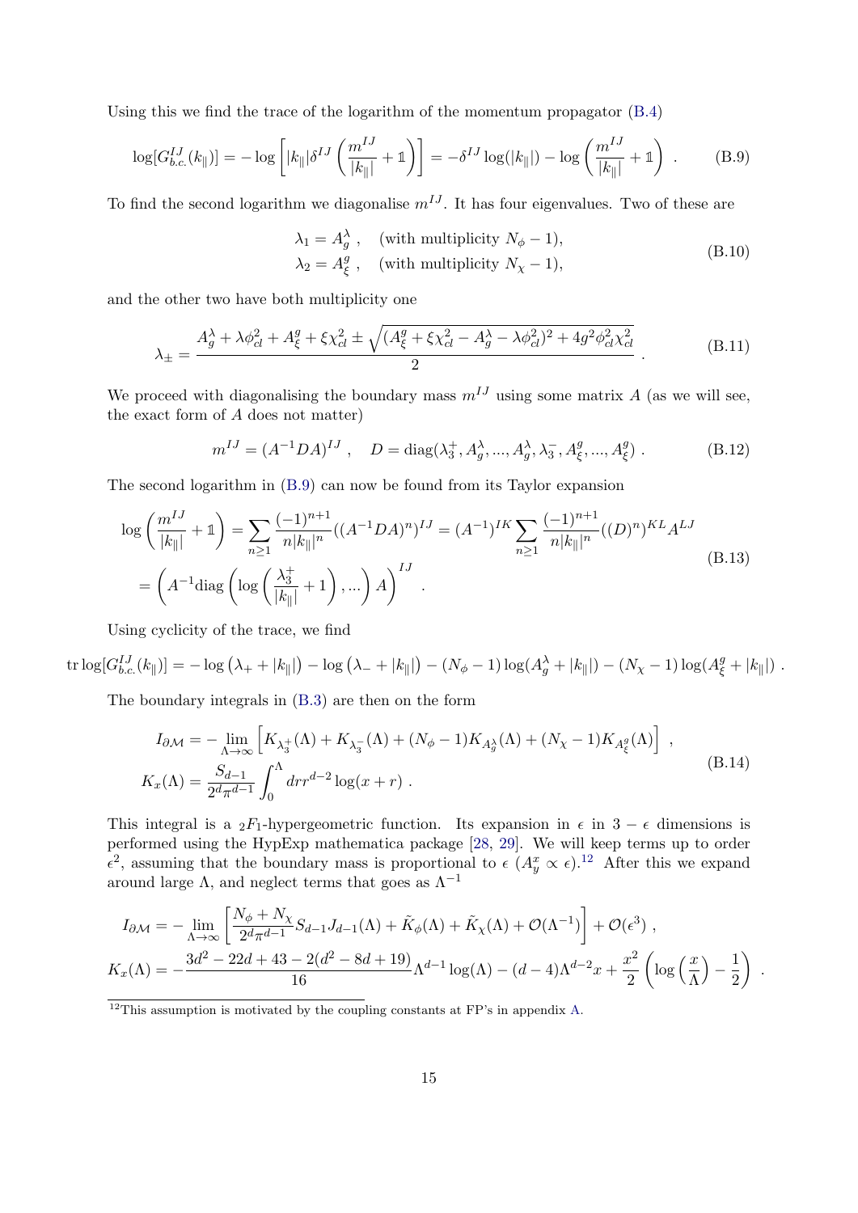Using this we find the trace of the logarithm of the momentum propagator (B.4)

$$\log[G^{IJ}_{b.c.}(k_\parallel)] = -\log\left[|k_\parallel|\delta^{IJ}\left(\frac{m^{IJ}}{|k_\parallel|} + \mathbb{1}\right)\right] = -\delta^{IJ}\log(|k_\parallel|) - \log\left(\frac{m^{IJ}}{|k_\parallel|} + \mathbb{1}\right) \ . \tag{B.9}$$

To find the second logarithm we diagonalise $m^{IJ}$. It has four eigenvalues. Two of these are

$$\begin{aligned}
\lambda_1 &= A^\lambda_g \ , \quad \text{(with multiplicity } N_\phi - 1\text{)}, \\
\lambda_2 &= A^g_\xi \ , \quad \text{(with multiplicity } N_\chi - 1\text{)},
\end{aligned} \tag{B.10}$$

and the other two have both multiplicity one

$$\lambda_\pm = \frac{A^\lambda_g + \lambda\phi_{cl}^2 + A^g_\xi + \xi\chi^2_{cl} \pm \sqrt{(A^g_\xi + \xi\chi^2_{cl} - A^\lambda_g - \lambda\phi^2_{cl})^2 + 4g^2\phi^2_{cl}\chi^2_{cl}}}{2} \ . \tag{B.11}$$

We proceed with diagonalising the boundary mass $m^{IJ}$ using some matrix $A$ (as we will see, the exact form of $A$ does not matter)

$$m^{IJ} = (A^{-1}DA)^{IJ} \ , \quad D = \text{diag}(\lambda^+_3, A^\lambda_g, ..., A^\lambda_g, \lambda^-_3, A^g_\xi, ..., A^g_\xi) \ . \tag{B.12}$$

The second logarithm in (B.9) can now be found from its Taylor expansion

$$\begin{aligned}
\log\left(\frac{m^{IJ}}{|k_\parallel|} + \mathbb{1}\right) &= \sum_{n\geq 1} \frac{(-1)^{n+1}}{n|k_\parallel|^n}((A^{-1}DA)^n)^{IJ} = (A^{-1})^{IK}\sum_{n\geq 1}\frac{(-1)^{n+1}}{n|k_\parallel|^n}((D)^n)^{KL}A^{LJ} \\
&= \left(A^{-1}\text{diag}\left(\log\left(\frac{\lambda^+_3}{|k_\parallel|} + 1\right), ...\right)A\right)^{IJ} \ .
\end{aligned} \tag{B.13}$$

Using cyclicity of the trace, we find

$$\text{tr}\log[G^{IJ}_{b.c.}(k_\parallel)] = -\log\left(\lambda_+ + |k_\parallel|\right) - \log\left(\lambda_- + |k_\parallel|\right) - (N_\phi - 1)\log(A^\lambda_g + |k_\parallel|) - (N_\chi - 1)\log(A^g_\xi + |k_\parallel|) \ .$$

The boundary integrals in (B.3) are then on the form

$$\begin{aligned}
I_{\partial\mathcal{M}} &= -\lim_{\Lambda\to\infty}\left[K_{\lambda^+_3}(\Lambda) + K_{\lambda^-_3}(\Lambda) + (N_\phi - 1)K_{A^\lambda_g}(\Lambda) + (N_\chi - 1)K_{A^g_\xi}(\Lambda)\right] \ , \\
K_x(\Lambda) &= \frac{S_{d-1}}{2^d\pi^{d-1}}\int_0^\Lambda dr r^{d-2}\log(x + r) \ .
\end{aligned} \tag{B.14}$$

This integral is a ${}_2F_1$-hypergeometric function. Its expansion in $\epsilon$ in $3 - \epsilon$ dimensions is performed using the HypExp mathematica package [28, 29]. We will keep terms up to order $\epsilon^2$, assuming that the boundary mass is proportional to $\epsilon$ ($A^x_y \propto \epsilon$).[12] After this we expand around large $\Lambda$, and neglect terms that goes as $\Lambda^{-1}$

$$\begin{aligned}
I_{\partial\mathcal{M}} &= -\lim_{\Lambda\to\infty}\left[\frac{N_\phi + N_\chi}{2^d\pi^{d-1}}S_{d-1}J_{d-1}(\Lambda) + \tilde{K}_\phi(\Lambda) + \tilde{K}_\chi(\Lambda) + \mathcal{O}(\Lambda^{-1})\right] + \mathcal{O}(\epsilon^3) \ , \\
K_x(\Lambda) &= -\frac{3d^2 - 22d + 43 - 2(d^2 - 8d + 19)}{16}\Lambda^{d-1}\log(\Lambda) - (d-4)\Lambda^{d-2}x + \frac{x^2}{2}\left(\log\left(\frac{x}{\Lambda}\right) - \frac{1}{2}\right) \ .
\end{aligned}$$

[12] This assumption is motivated by the coupling constants at FP's in appendix A.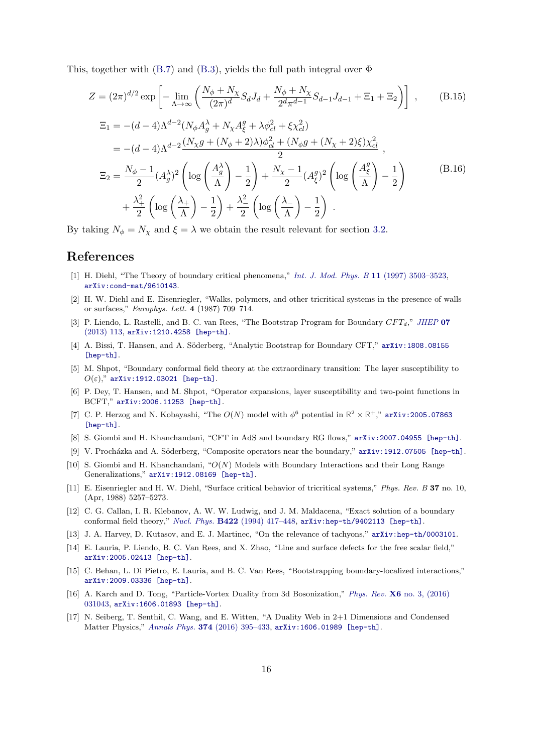This, together with (B.7) and (B.3), yields the full path integral over $\Phi$

$$Z = (2\pi)^{d/2} \exp\left[ -\lim_{\Lambda\to\infty} \left( \frac{N_\phi + N_\chi}{(2\pi)^d} S_d J_d + \frac{N_\phi + N_\chi}{2^d \pi^{d-1}} S_{d-1} J_{d-1} + \Xi_1 + \Xi_2 \right) \right] , \tag{B.15}$$

$$\begin{aligned}
\Xi_1 &= -(d-4)\Lambda^{d-2}(N_\phi A_g^\lambda + N_\chi A_\xi^g + \lambda \phi_{cl}^2 + \xi \chi_{cl}^2) \\
&= -(d-4)\Lambda^{d-2} \frac{(N_\chi g + (N_\phi + 2)\lambda)\phi_{cl}^2 + (N_\phi g + (N_\chi + 2)\xi)\chi_{cl}^2}{2} , \\
\Xi_2 &= \frac{N_\phi - 1}{2}(A_g^\lambda)^2 \left( \log\left( \frac{A_g^\lambda}{\Lambda} \right) - \frac{1}{2} \right) + \frac{N_\chi - 1}{2}(A_\xi^g)^2 \left( \log\left( \frac{A_\xi^g}{\Lambda} \right) - \frac{1}{2} \right) \\
&\quad + \frac{\lambda_+^2}{2} \left( \log\left( \frac{\lambda_+}{\Lambda} \right) - \frac{1}{2} \right) + \frac{\lambda_-^2}{2} \left( \log\left( \frac{\lambda_-}{\Lambda} \right) - \frac{1}{2} \right) .
\end{aligned} \tag{B.16}$$

By taking $N_\phi = N_\chi$ and $\xi = \lambda$ we obtain the result relevant for section 3.2.

# References

[1] H. Diehl, "The Theory of boundary critical phenomena," *Int. J. Mod. Phys. B* **11** (1997) 3503–3523, arXiv:cond-mat/9610143.

[2] H. W. Diehl and E. Eisenriegler, "Walks, polymers, and other tricritical systems in the presence of walls or surfaces," *Europhys. Lett.* **4** (1987) 709–714.

[3] P. Liendo, L. Rastelli, and B. C. van Rees, "The Bootstrap Program for Boundary $CFT_d$," *JHEP* **07** (2013) 113, arXiv:1210.4258 [hep-th].

[4] A. Bissi, T. Hansen, and A. Söderberg, "Analytic Bootstrap for Boundary CFT," arXiv:1808.08155 [hep-th].

[5] M. Shpot, "Boundary conformal field theory at the extraordinary transition: The layer susceptibility to $O(\varepsilon)$," arXiv:1912.03021 [hep-th].

[6] P. Dey, T. Hansen, and M. Shpot, "Operator expansions, layer susceptibility and two-point functions in BCFT," arXiv:2006.11253 [hep-th].

[7] C. P. Herzog and N. Kobayashi, "The $O(N)$ model with $\phi^6$ potential in $\mathbb{R}^2 \times \mathbb{R}^+$," arXiv:2005.07863 [hep-th].

[8] S. Giombi and H. Khanchandani, "CFT in AdS and boundary RG flows," arXiv:2007.04955 [hep-th].

[9] V. Procházka and A. Söderberg, "Composite operators near the boundary," arXiv:1912.07505 [hep-th].

[10] S. Giombi and H. Khanchandani, "$O(N)$ Models with Boundary Interactions and their Long Range Generalizations," arXiv:1912.08169 [hep-th].

[11] E. Eisenriegler and H. W. Diehl, "Surface critical behavior of tricritical systems," *Phys. Rev. B* **37** no. 10, (Apr, 1988) 5257–5273.

[12] C. G. Callan, I. R. Klebanov, A. W. W. Ludwig, and J. M. Maldacena, "Exact solution of a boundary conformal field theory," *Nucl. Phys.* **B422** (1994) 417–448, arXiv:hep-th/9402113 [hep-th].

[13] J. A. Harvey, D. Kutasov, and E. J. Martinec, "On the relevance of tachyons," arXiv:hep-th/0003101.

[14] E. Lauria, P. Liendo, B. C. Van Rees, and X. Zhao, "Line and surface defects for the free scalar field," arXiv:2005.02413 [hep-th].

[15] C. Behan, L. Di Pietro, E. Lauria, and B. C. Van Rees, "Bootstrapping boundary-localized interactions," arXiv:2009.03336 [hep-th].

[16] A. Karch and D. Tong, "Particle-Vortex Duality from 3d Bosonization," *Phys. Rev.* **X6** no. 3, (2016) 031043, arXiv:1606.01893 [hep-th].

[17] N. Seiberg, T. Senthil, C. Wang, and E. Witten, "A Duality Web in 2+1 Dimensions and Condensed Matter Physics," *Annals Phys.* **374** (2016) 395–433, arXiv:1606.01989 [hep-th].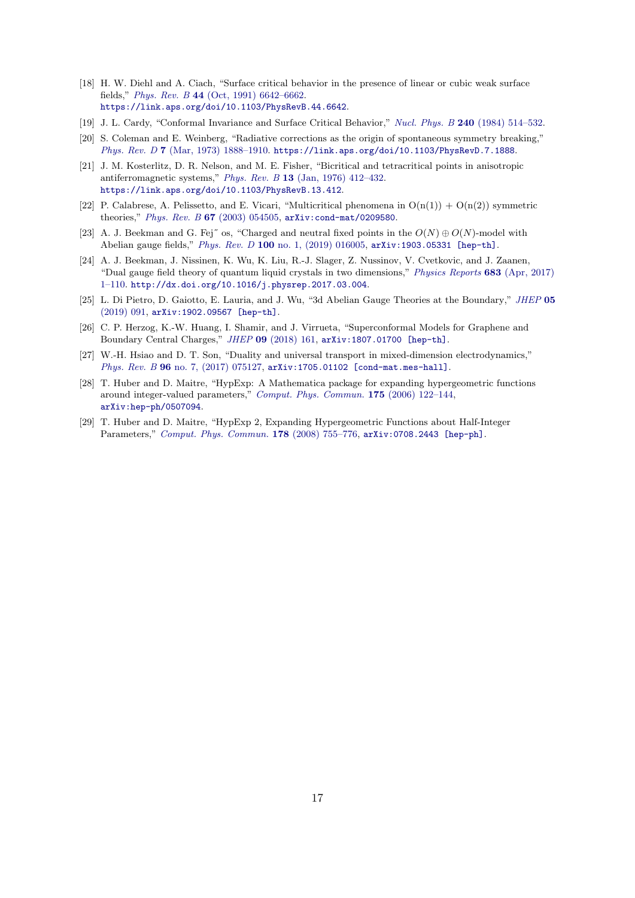[18] H. W. Diehl and A. Ciach, "Surface critical behavior in the presence of linear or cubic weak surface fields," *Phys. Rev. B* **44** (Oct, 1991) 6642–6662. https://link.aps.org/doi/10.1103/PhysRevB.44.6642.

[19] J. L. Cardy, "Conformal Invariance and Surface Critical Behavior," *Nucl. Phys. B* **240** (1984) 514–532.

[20] S. Coleman and E. Weinberg, "Radiative corrections as the origin of spontaneous symmetry breaking," *Phys. Rev. D* **7** (Mar, 1973) 1888–1910. https://link.aps.org/doi/10.1103/PhysRevD.7.1888.

[21] J. M. Kosterlitz, D. R. Nelson, and M. E. Fisher, "Bicritical and tetracritical points in anisotropic antiferromagnetic systems," *Phys. Rev. B* **13** (Jan, 1976) 412–432. https://link.aps.org/doi/10.1103/PhysRevB.13.412.

[22] P. Calabrese, A. Pelissetto, and E. Vicari, "Multicritical phenomena in O(n(1)) + O(n(2)) symmetric theories," *Phys. Rev. B* **67** (2003) 054505, arXiv:cond-mat/0209580.

[23] A. J. Beekman and G. Fej˝ os, "Charged and neutral fixed points in the $O(N) \oplus O(N)$-model with Abelian gauge fields," *Phys. Rev. D* **100** no. 1, (2019) 016005, arXiv:1903.05331 [hep-th].

[24] A. J. Beekman, J. Nissinen, K. Wu, K. Liu, R.-J. Slager, Z. Nussinov, V. Cvetkovic, and J. Zaanen, "Dual gauge field theory of quantum liquid crystals in two dimensions," *Physics Reports* **683** (Apr, 2017) 1–110. http://dx.doi.org/10.1016/j.physrep.2017.03.004.

[25] L. Di Pietro, D. Gaiotto, E. Lauria, and J. Wu, "3d Abelian Gauge Theories at the Boundary," *JHEP* **05** (2019) 091, arXiv:1902.09567 [hep-th].

[26] C. P. Herzog, K.-W. Huang, I. Shamir, and J. Virrueta, "Superconformal Models for Graphene and Boundary Central Charges," *JHEP* **09** (2018) 161, arXiv:1807.01700 [hep-th].

[27] W.-H. Hsiao and D. T. Son, "Duality and universal transport in mixed-dimension electrodynamics," *Phys. Rev. B* **96** no. 7, (2017) 075127, arXiv:1705.01102 [cond-mat.mes-hall].

[28] T. Huber and D. Maitre, "HypExp: A Mathematica package for expanding hypergeometric functions around integer-valued parameters," *Comput. Phys. Commun.* **175** (2006) 122–144, arXiv:hep-ph/0507094.

[29] T. Huber and D. Maitre, "HypExp 2, Expanding Hypergeometric Functions about Half-Integer Parameters," *Comput. Phys. Commun.* **178** (2008) 755–776, arXiv:0708.2443 [hep-ph].